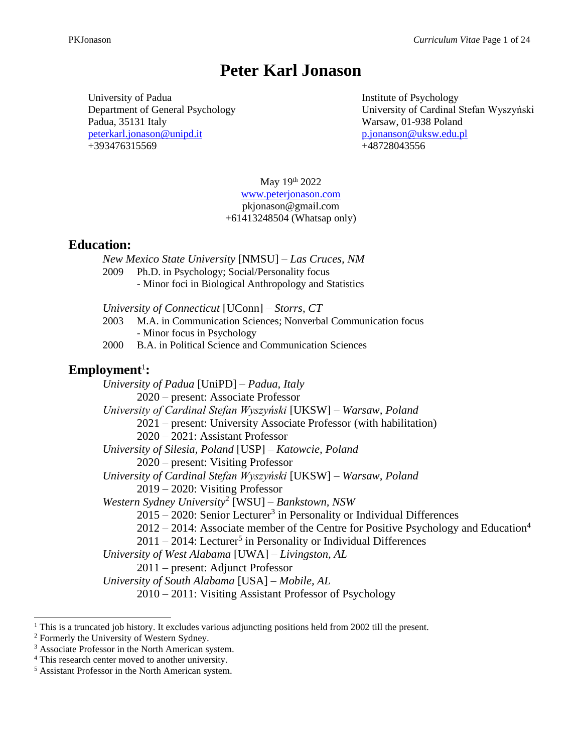# Peter Karl Jonason

University of Padua
Department of General Psychology
Padua, 35131 Italy
peterkarl.jonason@unipd.it
+393476315569

Institute of Psychology
University of Cardinal Stefan Wyszyński
Warsaw, 01-938 Poland
p.jonanson@uksw.edu.pl
+48728043556

May 19th 2022
www.peterjonason.com
pkjonason@gmail.com
+61413248504 (Whatsap only)

## Education:

*New Mexico State University* [NMSU] – *Las Cruces, NM*

2009 Ph.D. in Psychology; Social/Personality focus
- Minor foci in Biological Anthropology and Statistics

*University of Connecticut* [UConn] – *Storrs, CT*

2003 M.A. in Communication Sciences; Nonverbal Communication focus
- Minor focus in Psychology

2000 B.A. in Political Science and Communication Sciences

## Employment[1]:

*University of Padua* [UniPD] – *Padua, Italy*
- 2020 – present: Associate Professor

*University of Cardinal Stefan Wyszyński* [UKSW] – *Warsaw, Poland*
- 2021 – present: University Associate Professor (with habilitation)
- 2020 – 2021: Assistant Professor

*University of Silesia, Poland* [USP] – *Katowcie, Poland*
- 2020 – present: Visiting Professor

*University of Cardinal Stefan Wyszyński* [UKSW] – *Warsaw, Poland*
- 2019 – 2020: Visiting Professor

*Western Sydney University*[2] [WSU] – *Bankstown, NSW*
- 2015 – 2020: Senior Lecturer[3] in Personality or Individual Differences
- 2012 – 2014: Associate member of the Centre for Positive Psychology and Education[4]
- 2011 – 2014: Lecturer[5] in Personality or Individual Differences

*University of West Alabama* [UWA] – *Livingston, AL*
- 2011 – present: Adjunct Professor

*University of South Alabama* [USA] – *Mobile, AL*
- 2010 – 2011: Visiting Assistant Professor of Psychology

---

[1] This is a truncated job history. It excludes various adjuncting positions held from 2002 till the present.
[2] Formerly the University of Western Sydney.
[3] Associate Professor in the North American system.
[4] This research center moved to another university.
[5] Assistant Professor in the North American system.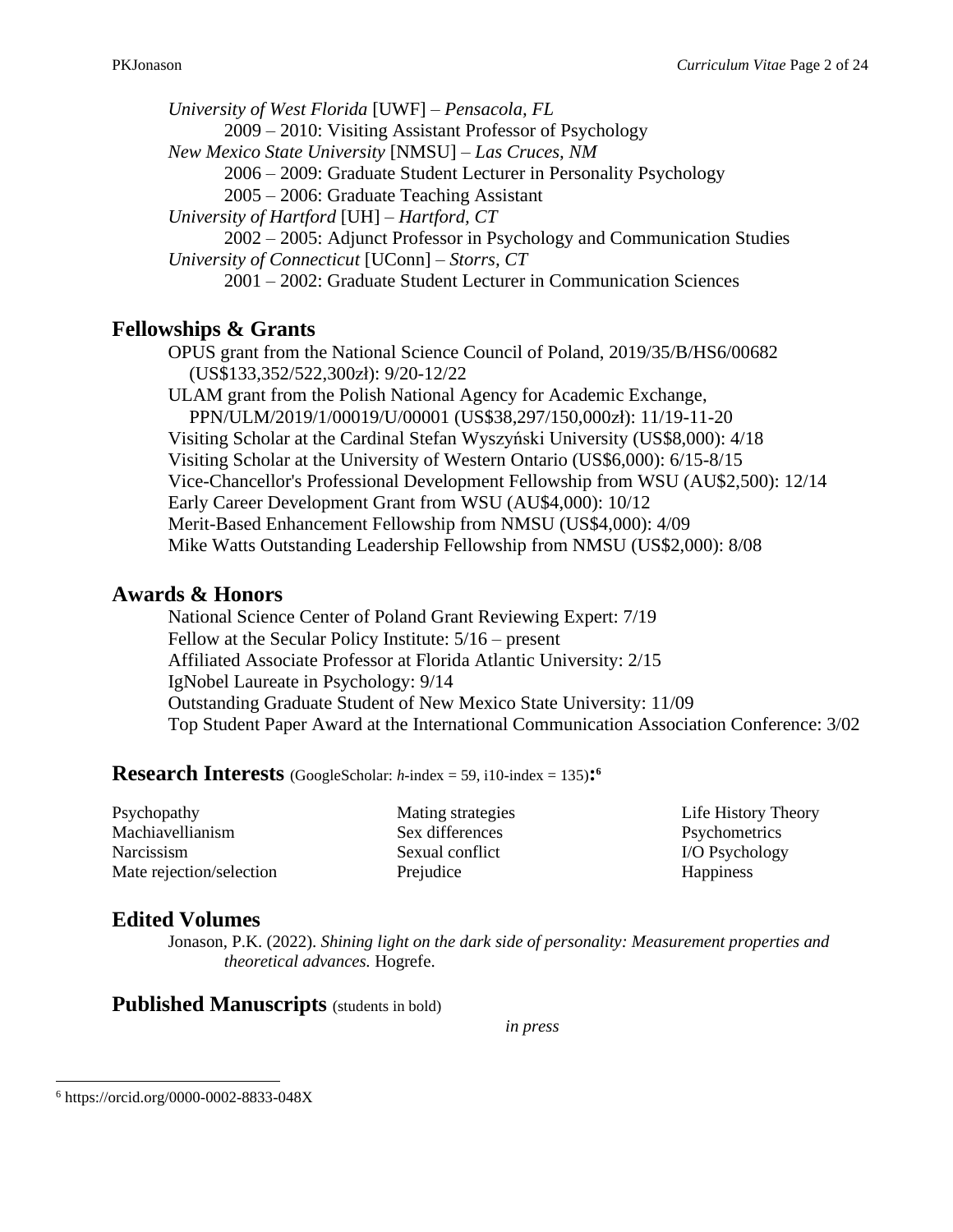*University of West Florida* [UWF] – *Pensacola, FL*
2009 – 2010: Visiting Assistant Professor of Psychology
*New Mexico State University* [NMSU] – *Las Cruces, NM*
2006 – 2009: Graduate Student Lecturer in Personality Psychology
2005 – 2006: Graduate Teaching Assistant
*University of Hartford* [UH] – *Hartford, CT*
2002 – 2005: Adjunct Professor in Psychology and Communication Studies
*University of Connecticut* [UConn] – *Storrs, CT*
2001 – 2002: Graduate Student Lecturer in Communication Sciences

## Fellowships & Grants

OPUS grant from the National Science Council of Poland, 2019/35/B/HS6/00682 (US$133,352/522,300zł): 9/20-12/22
ULAM grant from the Polish National Agency for Academic Exchange, PPN/ULM/2019/1/00019/U/00001 (US$38,297/150,000zł): 11/19-11-20
Visiting Scholar at the Cardinal Stefan Wyszyński University (US$8,000): 4/18
Visiting Scholar at the University of Western Ontario (US$6,000): 6/15-8/15
Vice-Chancellor's Professional Development Fellowship from WSU (AU$2,500): 12/14
Early Career Development Grant from WSU (AU$4,000): 10/12
Merit-Based Enhancement Fellowship from NMSU (US$4,000): 4/09
Mike Watts Outstanding Leadership Fellowship from NMSU (US$2,000): 8/08

## Awards & Honors

National Science Center of Poland Grant Reviewing Expert: 7/19
Fellow at the Secular Policy Institute: 5/16 – present
Affiliated Associate Professor at Florida Atlantic University: 2/15
IgNobel Laureate in Psychology: 9/14
Outstanding Graduate Student of New Mexico State University: 11/09
Top Student Paper Award at the International Communication Association Conference: 3/02

## Research Interests (GoogleScholar: *h*-index = 59, i10-index = 135):[6]

Psychopathy
Machiavellianism
Narcissism
Mate rejection/selection
Mating strategies
Sex differences
Sexual conflict
Prejudice
Life History Theory
Psychometrics
I/O Psychology
Happiness

## Edited Volumes

Jonason, P.K. (2022). *Shining light on the dark side of personality: Measurement properties and theoretical advances.* Hogrefe.

## Published Manuscripts (students in bold)

*in press*

[6] https://orcid.org/0000-0002-8833-048X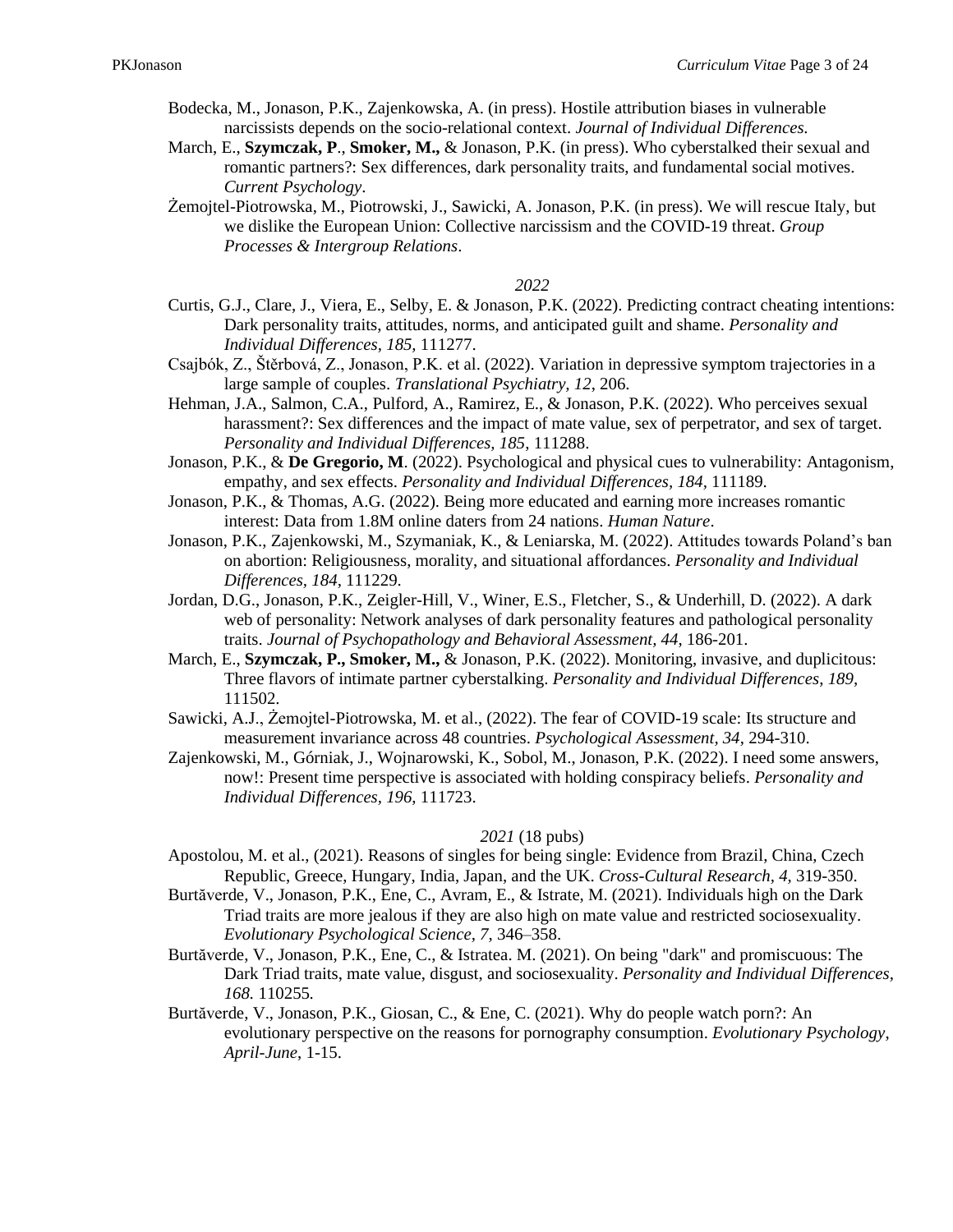Bodecka, M., Jonason, P.K., Zajenkowska, A. (in press). Hostile attribution biases in vulnerable narcissists depends on the socio-relational context. *Journal of Individual Differences.*

March, E., **Szymczak, P**., **Smoker, M.,** & Jonason, P.K. (in press). Who cyberstalked their sexual and romantic partners?: Sex differences, dark personality traits, and fundamental social motives. *Current Psychology*.

Żemojtel-Piotrowska, M., Piotrowski, J., Sawicki, A. Jonason, P.K. (in press). We will rescue Italy, but we dislike the European Union: Collective narcissism and the COVID-19 threat. *Group Processes & Intergroup Relations*.

*2022*

Curtis, G.J., Clare, J., Viera, E., Selby, E. & Jonason, P.K. (2022). Predicting contract cheating intentions: Dark personality traits, attitudes, norms, and anticipated guilt and shame. *Personality and Individual Differences, 185,* 111277.

Csajbók, Z., Štěrbová, Z., Jonason, P.K. et al. (2022). Variation in depressive symptom trajectories in a large sample of couples. *Translational Psychiatry, 12,* 206.

Hehman, J.A., Salmon, C.A., Pulford, A., Ramirez, E., & Jonason, P.K. (2022). Who perceives sexual harassment?: Sex differences and the impact of mate value, sex of perpetrator, and sex of target. *Personality and Individual Differences, 185,* 111288.

Jonason, P.K., & **De Gregorio, M**. (2022). Psychological and physical cues to vulnerability: Antagonism, empathy, and sex effects. *Personality and Individual Differences, 184,* 111189.

Jonason, P.K., & Thomas, A.G. (2022). Being more educated and earning more increases romantic interest: Data from 1.8M online daters from 24 nations. *Human Nature*.

Jonason, P.K., Zajenkowski, M., Szymaniak, K., & Leniarska, M. (2022). Attitudes towards Poland's ban on abortion: Religiousness, morality, and situational affordances. *Personality and Individual Differences, 184,* 111229.

Jordan, D.G., Jonason, P.K., Zeigler-Hill, V., Winer, E.S., Fletcher, S., & Underhill, D. (2022). A dark web of personality: Network analyses of dark personality features and pathological personality traits. *Journal of Psychopathology and Behavioral Assessment, 44,* 186-201.

March, E., **Szymczak, P., Smoker, M.,** & Jonason, P.K. (2022). Monitoring, invasive, and duplicitous: Three flavors of intimate partner cyberstalking. *Personality and Individual Differences, 189,* 111502.

Sawicki, A.J., Żemojtel-Piotrowska, M. et al., (2022). The fear of COVID-19 scale: Its structure and measurement invariance across 48 countries. *Psychological Assessment, 34,* 294-310.

Zajenkowski, M., Górniak, J., Wojnarowski, K., Sobol, M., Jonason, P.K. (2022). I need some answers, now!: Present time perspective is associated with holding conspiracy beliefs. *Personality and Individual Differences, 196,* 111723.

*2021* (18 pubs)

Apostolou, M. et al., (2021). Reasons of singles for being single: Evidence from Brazil, China, Czech Republic, Greece, Hungary, India, Japan, and the UK. *Cross-Cultural Research, 4,* 319-350.

Burtăverde, V., Jonason, P.K., Ene, C., Avram, E., & Istrate, M. (2021). Individuals high on the Dark Triad traits are more jealous if they are also high on mate value and restricted sociosexuality. *Evolutionary Psychological Science, 7,* 346–358.

Burtăverde, V., Jonason, P.K., Ene, C., & Istratea. M. (2021). On being "dark" and promiscuous: The Dark Triad traits, mate value, disgust, and sociosexuality. *Personality and Individual Differences, 168.* 110255.

Burtăverde, V., Jonason, P.K., Giosan, C., & Ene, C. (2021). Why do people watch porn?: An evolutionary perspective on the reasons for pornography consumption. *Evolutionary Psychology, April-June,* 1-15.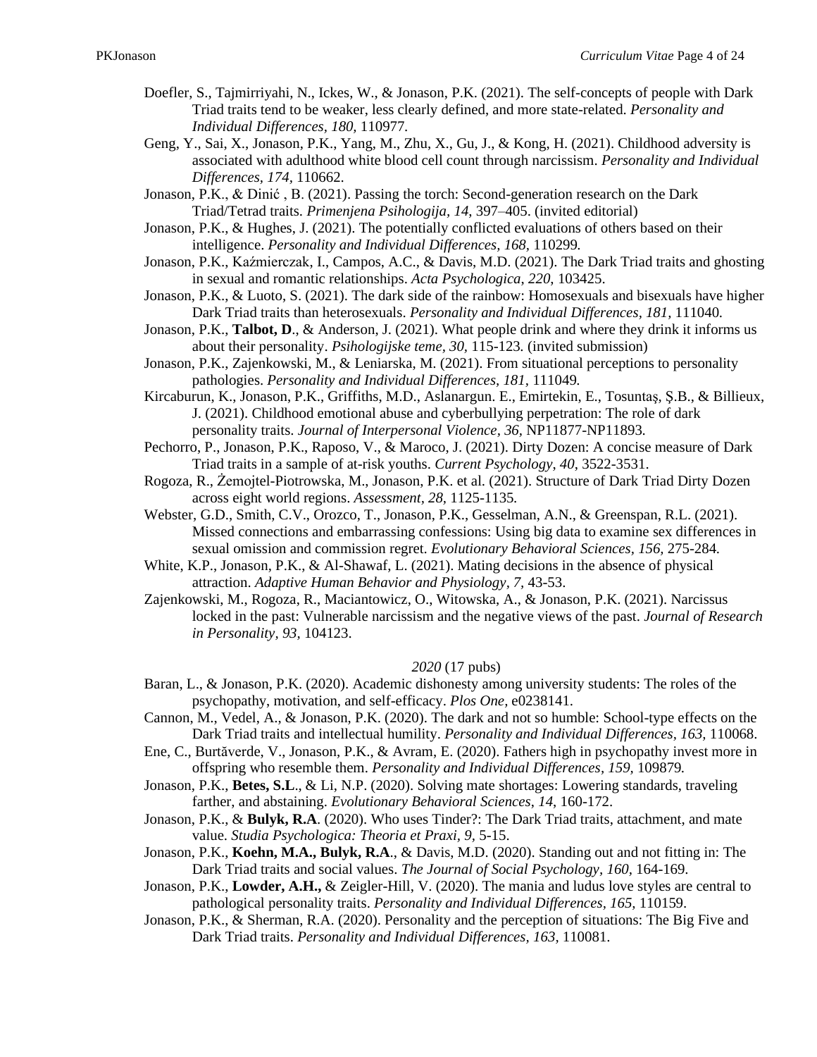Doefler, S., Tajmirriyahi, N., Ickes, W., & Jonason, P.K. (2021). The self-concepts of people with Dark Triad traits tend to be weaker, less clearly defined, and more state-related. *Personality and Individual Differences, 180,* 110977.

Geng, Y., Sai, X., Jonason, P.K., Yang, M., Zhu, X., Gu, J., & Kong, H. (2021). Childhood adversity is associated with adulthood white blood cell count through narcissism. *Personality and Individual Differences, 174,* 110662.

Jonason, P.K., & Dinić , B. (2021). Passing the torch: Second-generation research on the Dark Triad/Tetrad traits. *Primenjena Psihologija, 14,* 397–405. (invited editorial)

Jonason, P.K., & Hughes, J. (2021). The potentially conflicted evaluations of others based on their intelligence. *Personality and Individual Differences, 168,* 110299.

Jonason, P.K., Kaźmierczak, I., Campos, A.C., & Davis, M.D. (2021). The Dark Triad traits and ghosting in sexual and romantic relationships. *Acta Psychologica, 220,* 103425.

Jonason, P.K., & Luoto, S. (2021). The dark side of the rainbow: Homosexuals and bisexuals have higher Dark Triad traits than heterosexuals. *Personality and Individual Differences, 181,* 111040.

Jonason, P.K., **Talbot, D**., & Anderson, J. (2021). What people drink and where they drink it informs us about their personality. *Psihologijske teme, 30,* 115-123. (invited submission)

Jonason, P.K., Zajenkowski, M., & Leniarska, M. (2021). From situational perceptions to personality pathologies. *Personality and Individual Differences, 181,* 111049.

Kircaburun, K., Jonason, P.K., Griffiths, M.D., Aslanargun. E., Emirtekin, E., Tosuntaş, Ş.B., & Billieux, J. (2021). Childhood emotional abuse and cyberbullying perpetration: The role of dark personality traits. *Journal of Interpersonal Violence, 36,* NP11877-NP11893.

Pechorro, P., Jonason, P.K., Raposo, V., & Maroco, J. (2021). Dirty Dozen: A concise measure of Dark Triad traits in a sample of at-risk youths. *Current Psychology, 40,* 3522-3531.

Rogoza, R., Żemojtel-Piotrowska, M., Jonason, P.K. et al. (2021). Structure of Dark Triad Dirty Dozen across eight world regions. *Assessment, 28,* 1125-1135.

Webster, G.D., Smith, C.V., Orozco, T., Jonason, P.K., Gesselman, A.N., & Greenspan, R.L. (2021). Missed connections and embarrassing confessions: Using big data to examine sex differences in sexual omission and commission regret. *Evolutionary Behavioral Sciences, 156,* 275-284.

White, K.P., Jonason, P.K., & Al-Shawaf, L. (2021). Mating decisions in the absence of physical attraction. *Adaptive Human Behavior and Physiology, 7,* 43-53.

Zajenkowski, M., Rogoza, R., Maciantowicz, O., Witowska, A., & Jonason, P.K. (2021). Narcissus locked in the past: Vulnerable narcissism and the negative views of the past. *Journal of Research in Personality, 93,* 104123.

*2020* (17 pubs)

Baran, L., & Jonason, P.K. (2020). Academic dishonesty among university students: The roles of the psychopathy, motivation, and self-efficacy. *Plos One,* e0238141.

Cannon, M., Vedel, A., & Jonason, P.K. (2020). The dark and not so humble: School-type effects on the Dark Triad traits and intellectual humility. *Personality and Individual Differences, 163,* 110068.

Ene, C., Burtăverde, V., Jonason, P.K., & Avram, E. (2020). Fathers high in psychopathy invest more in offspring who resemble them. *Personality and Individual Differences, 159,* 109879.

Jonason, P.K., **Betes, S.L**., & Li, N.P. (2020). Solving mate shortages: Lowering standards, traveling farther, and abstaining. *Evolutionary Behavioral Sciences, 14,* 160-172.

Jonason, P.K., & **Bulyk, R.A**. (2020). Who uses Tinder?: The Dark Triad traits, attachment, and mate value. *Studia Psychologica: Theoria et Praxi, 9,* 5-15.

Jonason, P.K., **Koehn, M.A., Bulyk, R.A**., & Davis, M.D. (2020). Standing out and not fitting in: The Dark Triad traits and social values. *The Journal of Social Psychology, 160,* 164-169.

Jonason, P.K., **Lowder, A.H.,** & Zeigler-Hill, V. (2020). The mania and ludus love styles are central to pathological personality traits. *Personality and Individual Differences, 165,* 110159.

Jonason, P.K., & Sherman, R.A. (2020). Personality and the perception of situations: The Big Five and Dark Triad traits. *Personality and Individual Differences, 163,* 110081.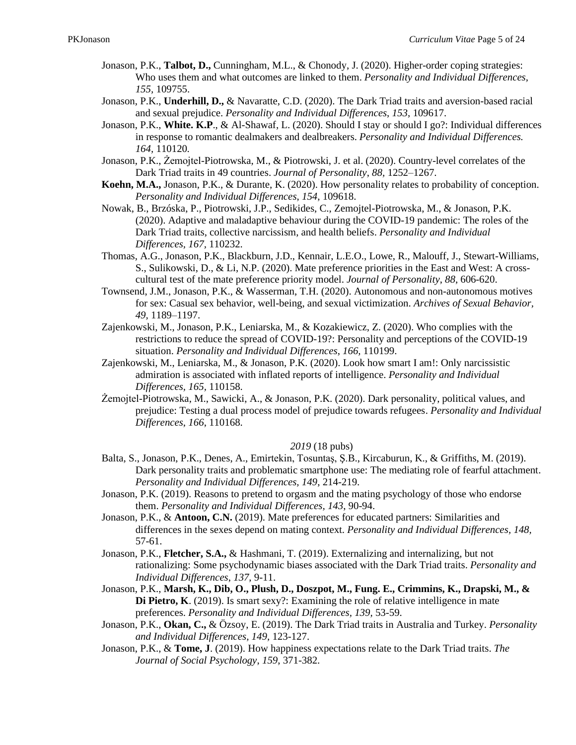Jonason, P.K., **Talbot, D.,** Cunningham, M.L., & Chonody, J. (2020). Higher-order coping strategies: Who uses them and what outcomes are linked to them. *Personality and Individual Differences, 155*, 109755.

Jonason, P.K., **Underhill, D.,** & Navaratte, C.D. (2020). The Dark Triad traits and aversion-based racial and sexual prejudice. *Personality and Individual Differences*, *153*, 109617.

Jonason, P.K., **White. K.P**., & Al-Shawaf, L. (2020). Should I stay or should I go?: Individual differences in response to romantic dealmakers and dealbreakers. *Personality and Individual Differences. 164*, 110120.

Jonason, P.K., Żemojtel-Piotrowska, M., & Piotrowski, J. et al. (2020). Country-level correlates of the Dark Triad traits in 49 countries. *Journal of Personality*, *88,* 1252–1267.

**Koehn, M.A.,** Jonason, P.K., & Durante, K. (2020). How personality relates to probability of conception. *Personality and Individual Differences*, *154*, 109618.

Nowak, B., Brzóska, P., Piotrowski, J.P., Sedikides, C., Zemojtel-Piotrowska, M., & Jonason, P.K. (2020). Adaptive and maladaptive behaviour during the COVID-19 pandemic: The roles of the Dark Triad traits, collective narcissism, and health beliefs. *Personality and Individual Differences, 167,* 110232.

Thomas, A.G., Jonason, P.K., Blackburn, J.D., Kennair, L.E.O., Lowe, R., Malouff, J., Stewart-Williams, S., Sulikowski, D., & Li, N.P. (2020). Mate preference priorities in the East and West: A cross-cultural test of the mate preference priority model. *Journal of Personality*, *88*, 606-620.

Townsend, J.M., Jonason, P.K., & Wasserman, T.H. (2020). Autonomous and non-autonomous motives for sex: Casual sex behavior, well-being, and sexual victimization. *Archives of Sexual Behavior, 49*, 1189–1197.

Zajenkowski, M., Jonason, P.K., Leniarska, M., & Kozakiewicz, Z. (2020). Who complies with the restrictions to reduce the spread of COVID-19?: Personality and perceptions of the COVID-19 situation. *Personality and Individual Differences, 166,* 110199.

Zajenkowski, M., Leniarska, M., & Jonason, P.K. (2020). Look how smart I am!: Only narcissistic admiration is associated with inflated reports of intelligence. *Personality and Individual Differences, 165*, 110158.

Żemojtel-Piotrowska, M., Sawicki, A., & Jonason, P.K. (2020). Dark personality, political values, and prejudice: Testing a dual process model of prejudice towards refugees. *Personality and Individual Differences*, *166*, 110168.

*2019* (18 pubs)

Balta, S., Jonason, P.K., Denes, A., Emirtekin, Tosuntaş, Ş.B., Kircaburun, K., & Griffiths, M. (2019). Dark personality traits and problematic smartphone use: The mediating role of fearful attachment. *Personality and Individual Differences*, *149*, 214-219.

Jonason, P.K. (2019). Reasons to pretend to orgasm and the mating psychology of those who endorse them. *Personality and Individual Differences, 143,* 90-94.

Jonason, P.K., & **Antoon, C.N.** (2019). Mate preferences for educated partners: Similarities and differences in the sexes depend on mating context. *Personality and Individual Differences*, *148*, 57-61.

Jonason, P.K., **Fletcher, S.A.,** & Hashmani, T. (2019). Externalizing and internalizing, but not rationalizing: Some psychodynamic biases associated with the Dark Triad traits. *Personality and Individual Differences*, *137*, 9-11.

Jonason, P.K., **Marsh, K., Dib, O., Plush, D., Doszpot, M., Fung. E., Crimmins, K., Drapski, M., & Di Pietro, K**. (2019). Is smart sexy?: Examining the role of relative intelligence in mate preferences. *Personality and Individual Differences, 139,* 53-59.

Jonason, P.K., **Okan, C.,** & Özsoy, E. (2019). The Dark Triad traits in Australia and Turkey. *Personality and Individual Differences, 149,* 123-127.

Jonason, P.K., & **Tome, J**. (2019). How happiness expectations relate to the Dark Triad traits. *The Journal of Social Psychology*, *159*, 371-382.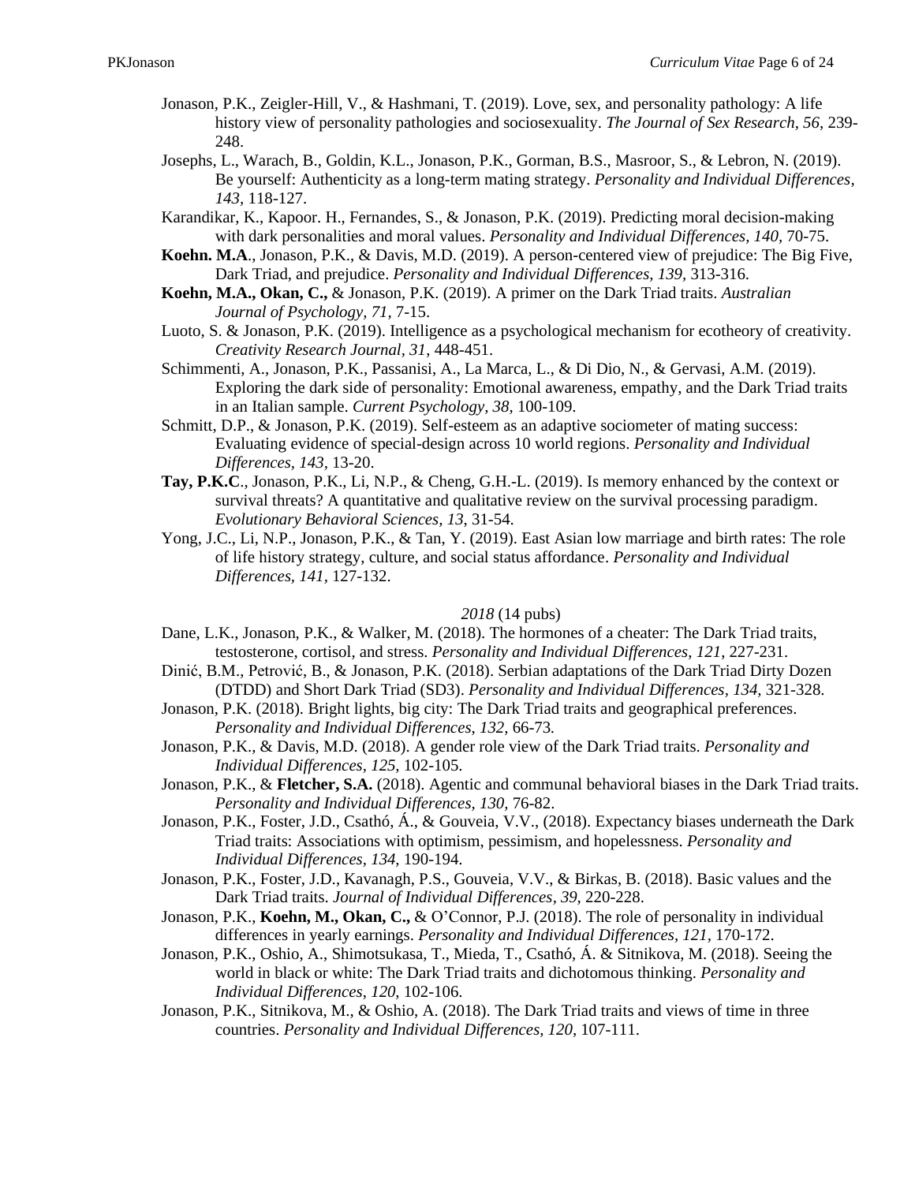Jonason, P.K., Zeigler-Hill, V., & Hashmani, T. (2019). Love, sex, and personality pathology: A life history view of personality pathologies and sociosexuality. *The Journal of Sex Research*, *56*, 239-248.

Josephs, L., Warach, B., Goldin, K.L., Jonason, P.K., Gorman, B.S., Masroor, S., & Lebron, N. (2019). Be yourself: Authenticity as a long-term mating strategy. *Personality and Individual Differences, 143,* 118-127.

Karandikar, K., Kapoor. H., Fernandes, S., & Jonason, P.K. (2019). Predicting moral decision-making with dark personalities and moral values. *Personality and Individual Differences, 140,* 70-75.

**Koehn. M.A**., Jonason, P.K., & Davis, M.D. (2019). A person-centered view of prejudice: The Big Five, Dark Triad, and prejudice. *Personality and Individual Differences, 139,* 313-316.

**Koehn, M.A., Okan, C.,** & Jonason, P.K. (2019). A primer on the Dark Triad traits. *Australian Journal of Psychology, 71,* 7-15.

Luoto, S. & Jonason, P.K. (2019). Intelligence as a psychological mechanism for ecotheory of creativity. *Creativity Research Journal, 31,* 448-451.

Schimmenti, A., Jonason, P.K., Passanisi, A., La Marca, L., & Di Dio, N., & Gervasi, A.M. (2019). Exploring the dark side of personality: Emotional awareness, empathy, and the Dark Triad traits in an Italian sample. *Current Psychology, 38*, 100-109.

Schmitt, D.P., & Jonason, P.K. (2019). Self-esteem as an adaptive sociometer of mating success: Evaluating evidence of special-design across 10 world regions. *Personality and Individual Differences, 143,* 13-20.

**Tay, P.K.C**., Jonason, P.K., Li, N.P., & Cheng, G.H.-L. (2019). Is memory enhanced by the context or survival threats? A quantitative and qualitative review on the survival processing paradigm. *Evolutionary Behavioral Sciences, 13*, 31-54.

Yong, J.C., Li, N.P., Jonason, P.K., & Tan, Y. (2019). East Asian low marriage and birth rates: The role of life history strategy, culture, and social status affordance. *Personality and Individual Differences, 141,* 127-132.

*2018* (14 pubs)

Dane, L.K., Jonason, P.K., & Walker, M. (2018). The hormones of a cheater: The Dark Triad traits, testosterone, cortisol, and stress. *Personality and Individual Differences*, *121*, 227-231.

Dinić, B.M., Petrović, B., & Jonason, P.K. (2018). Serbian adaptations of the Dark Triad Dirty Dozen (DTDD) and Short Dark Triad (SD3). *Personality and Individual Differences, 134,* 321-328.

Jonason, P.K. (2018). Bright lights, big city: The Dark Triad traits and geographical preferences. *Personality and Individual Differences, 132,* 66-73.

Jonason, P.K., & Davis, M.D. (2018). A gender role view of the Dark Triad traits. *Personality and Individual Differences, 125,* 102-105.

Jonason, P.K., & **Fletcher, S.A.** (2018). Agentic and communal behavioral biases in the Dark Triad traits. *Personality and Individual Differences, 130,* 76-82.

Jonason, P.K., Foster, J.D., Csathó, Á., & Gouveia, V.V., (2018). Expectancy biases underneath the Dark Triad traits: Associations with optimism, pessimism, and hopelessness. *Personality and Individual Differences, 134,* 190-194.

Jonason, P.K., Foster, J.D., Kavanagh, P.S., Gouveia, V.V., & Birkas, B. (2018). Basic values and the Dark Triad traits. *Journal of Individual Differences, 39,* 220-228.

Jonason, P.K., **Koehn, M., Okan, C.,** & O'Connor, P.J. (2018). The role of personality in individual differences in yearly earnings. *Personality and Individual Differences, 121,* 170-172.

Jonason, P.K., Oshio, A., Shimotsukasa, T., Mieda, T., Csathó, Á. & Sitnikova, M. (2018). Seeing the world in black or white: The Dark Triad traits and dichotomous thinking. *Personality and Individual Differences, 120,* 102-106.

Jonason, P.K., Sitnikova, M., & Oshio, A. (2018). The Dark Triad traits and views of time in three countries. *Personality and Individual Differences, 120,* 107-111.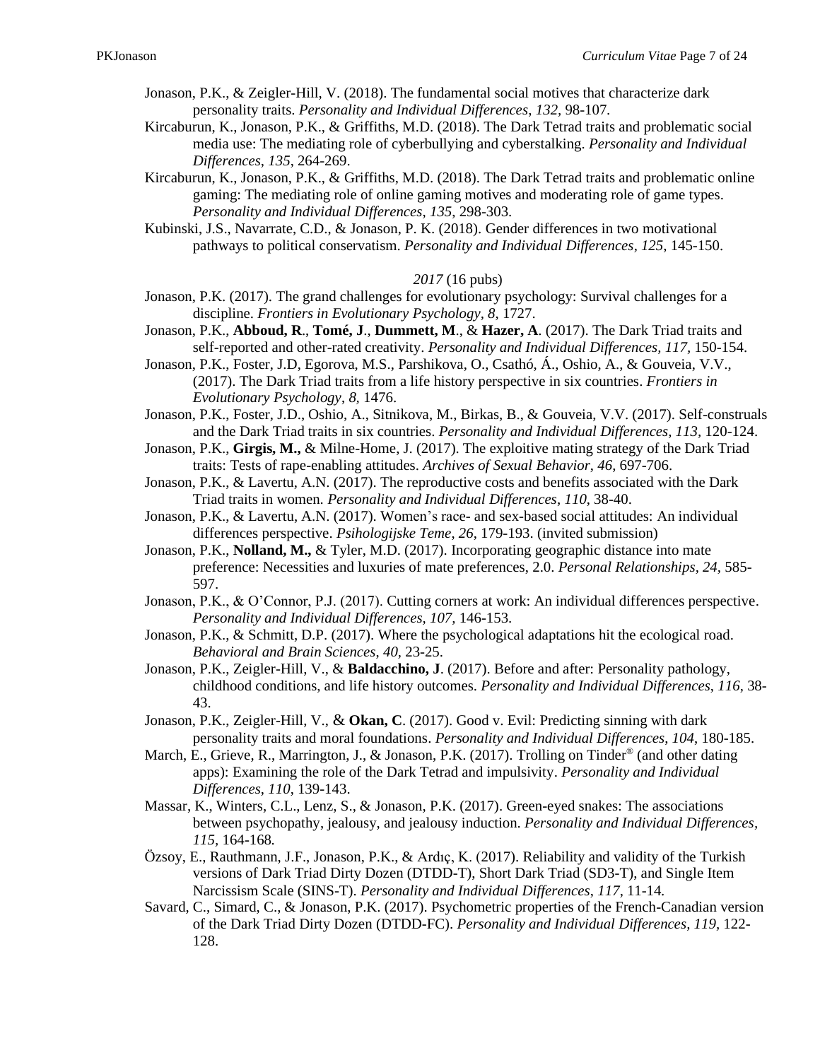Jonason, P.K., & Zeigler-Hill, V. (2018). The fundamental social motives that characterize dark personality traits. *Personality and Individual Differences*, *132,* 98-107.

Kircaburun, K., Jonason, P.K., & Griffiths, M.D. (2018). The Dark Tetrad traits and problematic social media use: The mediating role of cyberbullying and cyberstalking. *Personality and Individual Differences*, *135*, 264-269.

Kircaburun, K., Jonason, P.K., & Griffiths, M.D. (2018). The Dark Tetrad traits and problematic online gaming: The mediating role of online gaming motives and moderating role of game types. *Personality and Individual Differences*, *135*, 298-303.

Kubinski, J.S., Navarrate, C.D., & Jonason, P. K. (2018). Gender differences in two motivational pathways to political conservatism. *Personality and Individual Differences*, *125*, 145-150.

*2017* (16 pubs)

Jonason, P.K. (2017). The grand challenges for evolutionary psychology: Survival challenges for a discipline. *Frontiers in Evolutionary Psychology, 8*, 1727.

Jonason, P.K., **Abboud, R**., **Tomé, J**., **Dummett, M**., & **Hazer, A**. (2017). The Dark Triad traits and self-reported and other-rated creativity. *Personality and Individual Differences, 117,* 150-154.

Jonason, P.K., Foster, J.D, Egorova, M.S., Parshikova, O., Csathó, Á., Oshio, A., & Gouveia, V.V., (2017). The Dark Triad traits from a life history perspective in six countries. *Frontiers in Evolutionary Psychology*, *8*, 1476.

Jonason, P.K., Foster, J.D., Oshio, A., Sitnikova, M., Birkas, B., & Gouveia, V.V. (2017). Self-construals and the Dark Triad traits in six countries. *Personality and Individual Differences, 113*, 120-124.

Jonason, P.K., **Girgis, M.,** & Milne-Home, J. (2017). The exploitive mating strategy of the Dark Triad traits: Tests of rape-enabling attitudes. *Archives of Sexual Behavior*, *46,* 697-706.

Jonason, P.K., & Lavertu, A.N. (2017). The reproductive costs and benefits associated with the Dark Triad traits in women. *Personality and Individual Differences*, *110*, 38-40.

Jonason, P.K., & Lavertu, A.N. (2017). Women's race- and sex-based social attitudes: An individual differences perspective. *Psihologijske Teme*, *26,* 179-193. (invited submission)

Jonason, P.K., **Nolland, M.,** & Tyler, M.D. (2017). Incorporating geographic distance into mate preference: Necessities and luxuries of mate preferences, 2.0. *Personal Relationships, 24,* 585-597.

Jonason, P.K., & O'Connor, P.J. (2017). Cutting corners at work: An individual differences perspective. *Personality and Individual Differences*, *107,* 146-153.

Jonason, P.K., & Schmitt, D.P. (2017). Where the psychological adaptations hit the ecological road. *Behavioral and Brain Sciences*, *40*, 23-25.

Jonason, P.K., Zeigler-Hill, V., & **Baldacchino, J**. (2017). Before and after: Personality pathology, childhood conditions, and life history outcomes. *Personality and Individual Differences, 116*, 38-43.

Jonason, P.K., Zeigler-Hill, V., & **Okan, C**. (2017). Good v. Evil: Predicting sinning with dark personality traits and moral foundations. *Personality and Individual Differences*, *104*, 180-185.

March, E., Grieve, R., Marrington, J., & Jonason, P.K. (2017). Trolling on Tinder® (and other dating apps): Examining the role of the Dark Tetrad and impulsivity. *Personality and Individual Differences*, *110*, 139-143.

Massar, K., Winters, C.L., Lenz, S., & Jonason, P.K. (2017). Green-eyed snakes: The associations between psychopathy, jealousy, and jealousy induction. *Personality and Individual Differences, 115*, 164-168.

Özsoy, E., Rauthmann, J.F., Jonason, P.K., & Ardıç, K. (2017). Reliability and validity of the Turkish versions of Dark Triad Dirty Dozen (DTDD-T), Short Dark Triad (SD3-T), and Single Item Narcissism Scale (SINS-T). *Personality and Individual Differences*, *117*, 11-14.

Savard, C., Simard, C., & Jonason, P.K. (2017). Psychometric properties of the French-Canadian version of the Dark Triad Dirty Dozen (DTDD-FC). *Personality and Individual Differences, 119*, 122-128.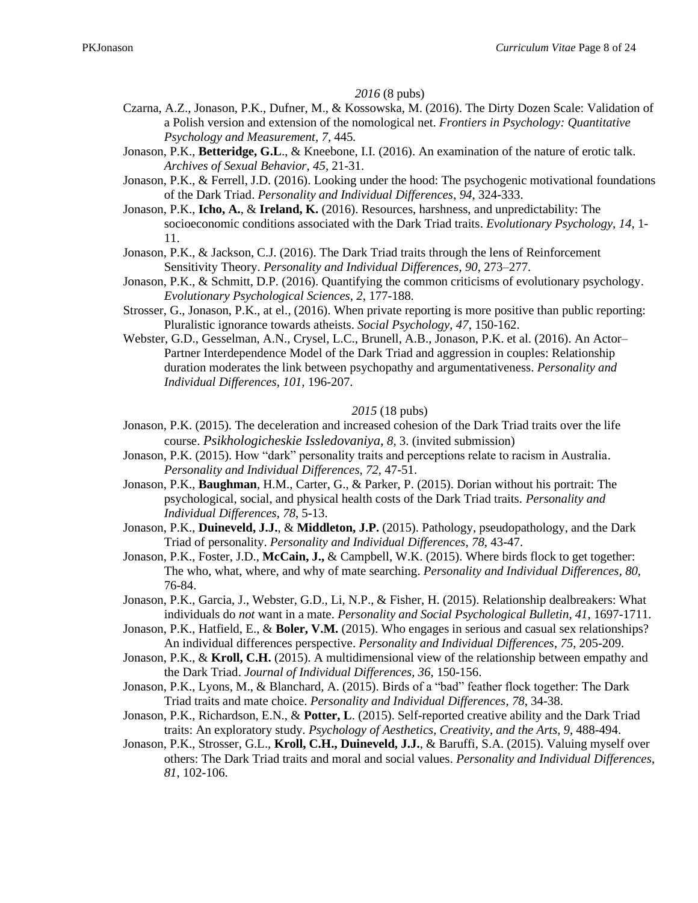*2016* (8 pubs)

Czarna, A.Z., Jonason, P.K., Dufner, M., & Kossowska, M. (2016). The Dirty Dozen Scale: Validation of a Polish version and extension of the nomological net. *Frontiers in Psychology: Quantitative Psychology and Measurement, 7,* 445.

Jonason, P.K., **Betteridge, G.L**., & Kneebone, I.I. (2016). An examination of the nature of erotic talk. *Archives of Sexual Behavior*, *45*, 21-31.

Jonason, P.K., & Ferrell, J.D. (2016). Looking under the hood: The psychogenic motivational foundations of the Dark Triad. *Personality and Individual Differences*, *94*, 324-333.

Jonason, P.K., **Icho, A.**, & **Ireland, K.** (2016). Resources, harshness, and unpredictability: The socioeconomic conditions associated with the Dark Triad traits. *Evolutionary Psychology, 14,* 1-11.

Jonason, P.K., & Jackson, C.J. (2016). The Dark Triad traits through the lens of Reinforcement Sensitivity Theory. *Personality and Individual Differences*, *90*, 273–277.

Jonason, P.K., & Schmitt, D.P. (2016). Quantifying the common criticisms of evolutionary psychology. *Evolutionary Psychological Sciences*, *2*, 177-188.

Strosser, G., Jonason, P.K., at el., (2016). When private reporting is more positive than public reporting: Pluralistic ignorance towards atheists. *Social Psychology, 47,* 150-162.

Webster, G.D., Gesselman, A.N., Crysel, L.C., Brunell, A.B., Jonason, P.K. et al. (2016). An Actor–Partner Interdependence Model of the Dark Triad and aggression in couples: Relationship duration moderates the link between psychopathy and argumentativeness. *Personality and Individual Differences, 101,* 196-207.

*2015* (18 pubs)

Jonason, P.K. (2015). The deceleration and increased cohesion of the Dark Triad traits over the life course. *Psikhologicheskie Issledovaniya, 8,* 3. (invited submission)

Jonason, P.K. (2015). How "dark" personality traits and perceptions relate to racism in Australia. *Personality and Individual Differences*, *72*, 47-51.

Jonason, P.K., **Baughman**, H.M., Carter, G., & Parker, P. (2015). Dorian without his portrait: The psychological, social, and physical health costs of the Dark Triad traits. *Personality and Individual Differences*, *78*, 5-13.

Jonason, P.K., **Duineveld, J.J.**, & **Middleton, J.P.** (2015). Pathology, pseudopathology, and the Dark Triad of personality. *Personality and Individual Differences*, *78*, 43-47.

Jonason, P.K., Foster, J.D., **McCain, J.,** & Campbell, W.K. (2015). Where birds flock to get together: The who, what, where, and why of mate searching. *Personality and Individual Differences*, *80,* 76-84.

Jonason, P.K., Garcia, J., Webster, G.D., Li, N.P., & Fisher, H. (2015). Relationship dealbreakers: What individuals do *not* want in a mate. *Personality and Social Psychological Bulletin*, *41*, 1697-1711.

Jonason, P.K., Hatfield, E., & **Boler, V.M.** (2015). Who engages in serious and casual sex relationships? An individual differences perspective. *Personality and Individual Differences*, *75*, 205-209.

Jonason, P.K., & **Kroll, C.H.** (2015). A multidimensional view of the relationship between empathy and the Dark Triad. *Journal of Individual Differences, 36*, 150-156.

Jonason, P.K., Lyons, M., & Blanchard, A. (2015). Birds of a "bad" feather flock together: The Dark Triad traits and mate choice. *Personality and Individual Differences, 78,* 34-38.

Jonason, P.K., Richardson, E.N., & **Potter, L**. (2015). Self-reported creative ability and the Dark Triad traits: An exploratory study. *Psychology of Aesthetics, Creativity, and the Arts, 9*, 488-494.

Jonason, P.K., Strosser, G.L., **Kroll, C.H., Duineveld, J.J.**, & Baruffi, S.A. (2015). Valuing myself over others: The Dark Triad traits and moral and social values. *Personality and Individual Differences*, *81*, 102-106.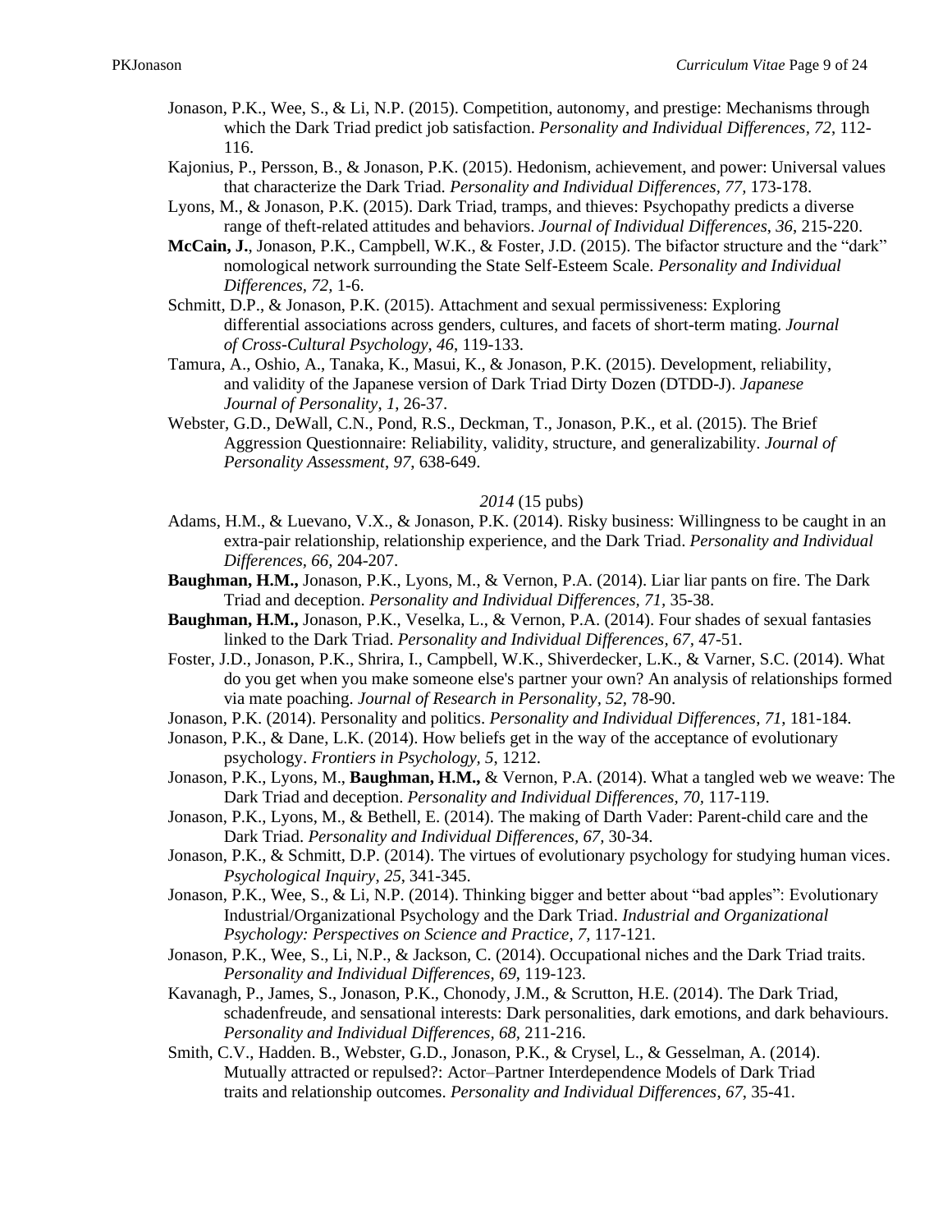Jonason, P.K., Wee, S., & Li, N.P. (2015). Competition, autonomy, and prestige: Mechanisms through which the Dark Triad predict job satisfaction. *Personality and Individual Differences*, *72*, 112-116.

Kajonius, P., Persson, B., & Jonason, P.K. (2015). Hedonism, achievement, and power: Universal values that characterize the Dark Triad. *Personality and Individual Differences*, *77*, 173-178.

Lyons, M., & Jonason, P.K. (2015). Dark Triad, tramps, and thieves: Psychopathy predicts a diverse range of theft-related attitudes and behaviors. *Journal of Individual Differences*, *36*, 215-220.

**McCain, J.**, Jonason, P.K., Campbell, W.K., & Foster, J.D. (2015). The bifactor structure and the "dark" nomological network surrounding the State Self-Esteem Scale. *Personality and Individual Differences*, *72*, 1-6.

Schmitt, D.P., & Jonason, P.K. (2015). Attachment and sexual permissiveness: Exploring differential associations across genders, cultures, and facets of short-term mating. *Journal of Cross-Cultural Psychology*, *46*, 119-133.

Tamura, A., Oshio, A., Tanaka, K., Masui, K., & Jonason, P.K. (2015). Development, reliability, and validity of the Japanese version of Dark Triad Dirty Dozen (DTDD-J). *Japanese Journal of Personality*, *1*, 26-37.

Webster, G.D., DeWall, C.N., Pond, R.S., Deckman, T., Jonason, P.K., et al. (2015). The Brief Aggression Questionnaire: Reliability, validity, structure, and generalizability. *Journal of Personality Assessment*, *97*, 638-649.

*2014* (15 pubs)

Adams, H.M., & Luevano, V.X., & Jonason, P.K. (2014). Risky business: Willingness to be caught in an extra-pair relationship, relationship experience, and the Dark Triad. *Personality and Individual Differences, 66*, 204-207.

**Baughman, H.M.,** Jonason, P.K., Lyons, M., & Vernon, P.A. (2014). Liar liar pants on fire. The Dark Triad and deception. *Personality and Individual Differences, 71*, 35-38.

**Baughman, H.M.,** Jonason, P.K., Veselka, L., & Vernon, P.A. (2014). Four shades of sexual fantasies linked to the Dark Triad. *Personality and Individual Differences, 67*, 47-51.

Foster, J.D., Jonason, P.K., Shrira, I., Campbell, W.K., Shiverdecker, L.K., & Varner, S.C. (2014). What do you get when you make someone else's partner your own? An analysis of relationships formed via mate poaching. *Journal of Research in Personality, 52*, 78-90.

Jonason, P.K. (2014). Personality and politics. *Personality and Individual Differences*, *71*, 181-184.

Jonason, P.K., & Dane, L.K. (2014). How beliefs get in the way of the acceptance of evolutionary psychology. *Frontiers in Psychology*, *5*, 1212.

Jonason, P.K., Lyons, M., **Baughman, H.M.,** & Vernon, P.A. (2014). What a tangled web we weave: The Dark Triad and deception. *Personality and Individual Differences*, *70*, 117-119.

Jonason, P.K., Lyons, M., & Bethell, E. (2014). The making of Darth Vader: Parent-child care and the Dark Triad. *Personality and Individual Differences, 67*, 30-34.

Jonason, P.K., & Schmitt, D.P. (2014). The virtues of evolutionary psychology for studying human vices. *Psychological Inquiry*, *25*, 341-345.

Jonason, P.K., Wee, S., & Li, N.P. (2014). Thinking bigger and better about "bad apples": Evolutionary Industrial/Organizational Psychology and the Dark Triad. *Industrial and Organizational Psychology: Perspectives on Science and Practice, 7*, 117-121.

Jonason, P.K., Wee, S., Li, N.P., & Jackson, C. (2014). Occupational niches and the Dark Triad traits. *Personality and Individual Differences*, *69*, 119-123.

Kavanagh, P., James, S., Jonason, P.K., Chonody, J.M., & Scrutton, H.E. (2014). The Dark Triad, schadenfreude, and sensational interests: Dark personalities, dark emotions, and dark behaviours. *Personality and Individual Differences, 68*, 211-216.

Smith, C.V., Hadden. B., Webster, G.D., Jonason, P.K., & Crysel, L., & Gesselman, A. (2014). Mutually attracted or repulsed?: Actor–Partner Interdependence Models of Dark Triad traits and relationship outcomes. *Personality and Individual Differences*, *67*, 35-41.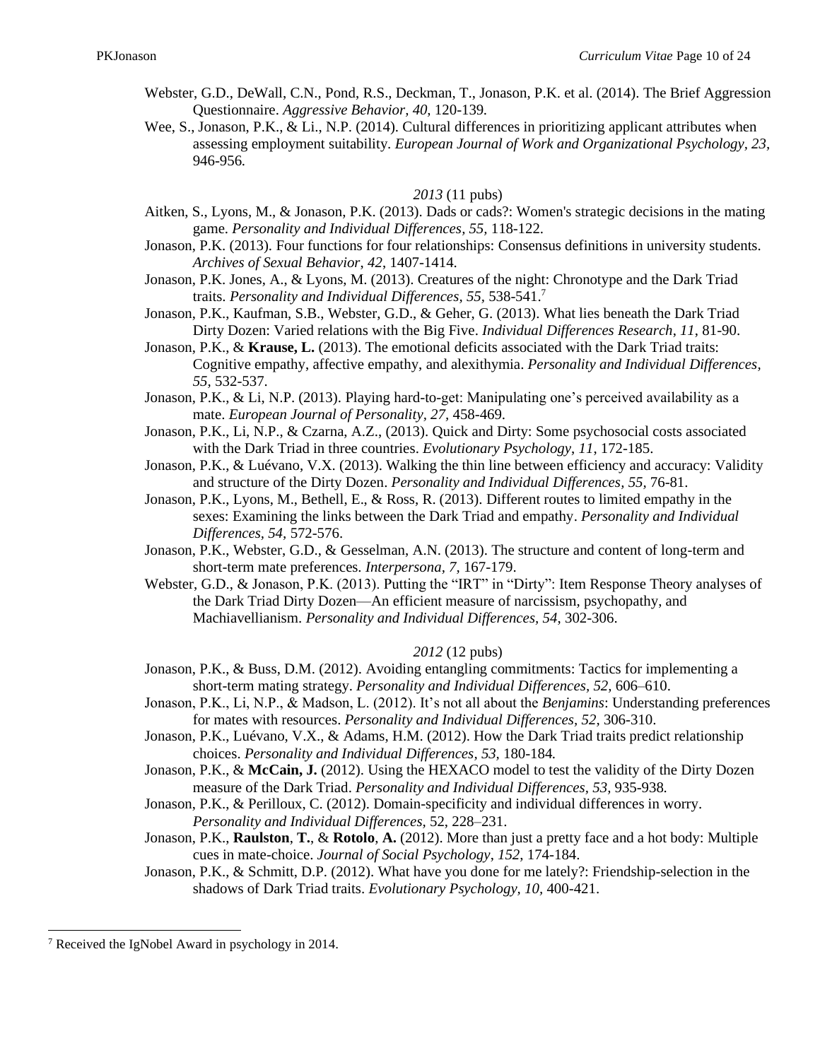Webster, G.D., DeWall, C.N., Pond, R.S., Deckman, T., Jonason, P.K. et al. (2014). The Brief Aggression Questionnaire. *Aggressive Behavior, 40,* 120-139.

Wee, S., Jonason, P.K., & Li., N.P. (2014). Cultural differences in prioritizing applicant attributes when assessing employment suitability. *European Journal of Work and Organizational Psychology, 23,* 946-956.

*2013* (11 pubs)

Aitken, S., Lyons, M., & Jonason, P.K. (2013). Dads or cads?: Women's strategic decisions in the mating game. *Personality and Individual Differences*, *55,* 118-122.

Jonason, P.K. (2013). Four functions for four relationships: Consensus definitions in university students. *Archives of Sexual Behavior*, *42*, 1407-1414.

Jonason, P.K. Jones, A., & Lyons, M. (2013). Creatures of the night: Chronotype and the Dark Triad traits. *Personality and Individual Differences, 55,* 538-541.[7]

Jonason, P.K., Kaufman, S.B., Webster, G.D., & Geher, G. (2013). What lies beneath the Dark Triad Dirty Dozen: Varied relations with the Big Five. *Individual Differences Research*, *11*, 81-90.

Jonason, P.K., & **Krause, L.** (2013). The emotional deficits associated with the Dark Triad traits: Cognitive empathy, affective empathy, and alexithymia. *Personality and Individual Differences, 55*, 532-537.

Jonason, P.K., & Li, N.P. (2013). Playing hard-to-get: Manipulating one's perceived availability as a mate. *European Journal of Personality, 27*, 458-469.

Jonason, P.K., Li, N.P., & Czarna, A.Z., (2013). Quick and Dirty: Some psychosocial costs associated with the Dark Triad in three countries. *Evolutionary Psychology*, *11*, 172-185.

Jonason, P.K., & Luévano, V.X. (2013). Walking the thin line between efficiency and accuracy: Validity and structure of the Dirty Dozen. *Personality and Individual Differences*, *55*, 76-81.

Jonason, P.K., Lyons, M., Bethell, E., & Ross, R. (2013). Different routes to limited empathy in the sexes: Examining the links between the Dark Triad and empathy. *Personality and Individual Differences, 54*, 572-576.

Jonason, P.K., Webster, G.D., & Gesselman, A.N. (2013). The structure and content of long-term and short-term mate preferences. *Interpersona, 7,* 167-179.

Webster, G.D., & Jonason, P.K. (2013). Putting the "IRT" in "Dirty": Item Response Theory analyses of the Dark Triad Dirty Dozen—An efficient measure of narcissism, psychopathy, and Machiavellianism. *Personality and Individual Differences*, *54*, 302-306.

*2012* (12 pubs)

Jonason, P.K., & Buss, D.M. (2012). Avoiding entangling commitments: Tactics for implementing a short-term mating strategy. *Personality and Individual Differences, 52,* 606–610.

Jonason, P.K., Li, N.P., & Madson, L. (2012). It's not all about the *Benjamins*: Understanding preferences for mates with resources. *Personality and Individual Differences, 52,* 306-310.

Jonason, P.K., Luévano, V.X., & Adams, H.M. (2012). How the Dark Triad traits predict relationship choices. *Personality and Individual Differences, 53,* 180-184*.*

Jonason, P.K., & **McCain, J.** (2012). Using the HEXACO model to test the validity of the Dirty Dozen measure of the Dark Triad. *Personality and Individual Differences, 53,* 935-938*.*

Jonason, P.K., & Perilloux, C. (2012). Domain-specificity and individual differences in worry. *Personality and Individual Differences,* 52, 228–231.

Jonason, P.K., **Raulston**, **T.**, & **Rotolo**, **A.** (2012). More than just a pretty face and a hot body: Multiple cues in mate-choice. *Journal of Social Psychology*, *152*, 174-184.

Jonason, P.K., & Schmitt, D.P. (2012). What have you done for me lately?: Friendship-selection in the shadows of Dark Triad traits. *Evolutionary Psychology, 10,* 400-421.

---

[7] Received the IgNobel Award in psychology in 2014.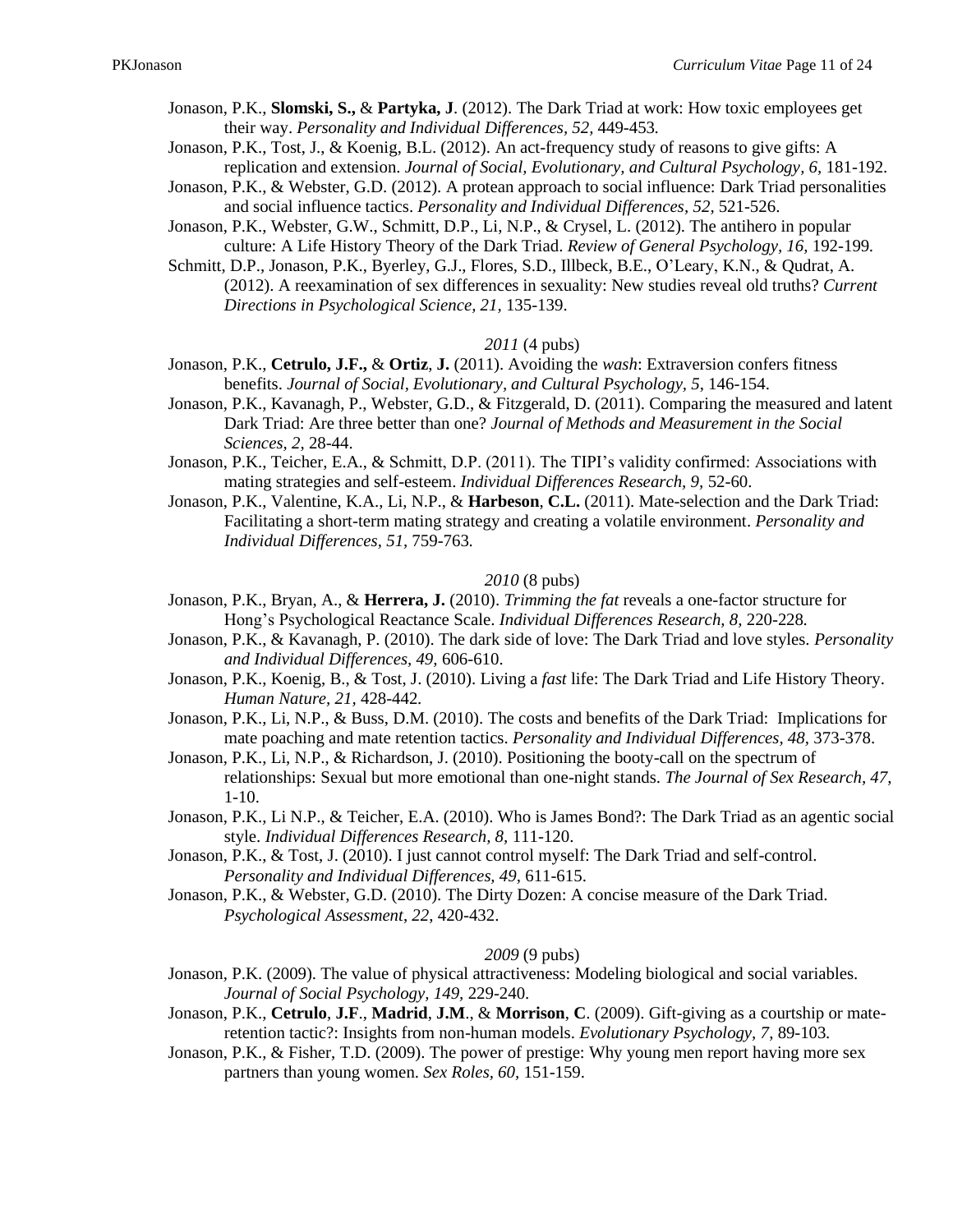Jonason, P.K., **Slomski, S.,** & **Partyka, J**. (2012). The Dark Triad at work: How toxic employees get their way. *Personality and Individual Differences, 52,* 449-453.

Jonason, P.K., Tost, J., & Koenig, B.L. (2012). An act-frequency study of reasons to give gifts: A replication and extension. *Journal of Social, Evolutionary, and Cultural Psychology, 6,* 181-192.

Jonason, P.K., & Webster, G.D. (2012). A protean approach to social influence: Dark Triad personalities and social influence tactics. *Personality and Individual Differences, 52,* 521-526.

Jonason, P.K., Webster, G.W., Schmitt, D.P., Li, N.P., & Crysel, L. (2012). The antihero in popular culture: A Life History Theory of the Dark Triad. *Review of General Psychology, 16,* 192-199.

Schmitt, D.P., Jonason, P.K., Byerley, G.J., Flores, S.D., Illbeck, B.E., O'Leary, K.N., & Qudrat, A. (2012). A reexamination of sex differences in sexuality: New studies reveal old truths? *Current Directions in Psychological Science, 21,* 135-139.

*2011* (4 pubs)

Jonason, P.K., **Cetrulo, J.F.,** & **Ortiz**, **J.** (2011). Avoiding the *wash*: Extraversion confers fitness benefits. *Journal of Social, Evolutionary, and Cultural Psychology, 5,* 146-154.

Jonason, P.K., Kavanagh, P., Webster, G.D., & Fitzgerald, D. (2011). Comparing the measured and latent Dark Triad: Are three better than one? *Journal of Methods and Measurement in the Social Sciences, 2,* 28-44.

Jonason, P.K., Teicher, E.A., & Schmitt, D.P. (2011). The TIPI's validity confirmed: Associations with mating strategies and self-esteem. *Individual Differences Research, 9,* 52-60.

Jonason, P.K., Valentine, K.A., Li, N.P., & **Harbeson**, **C.L.** (2011). Mate-selection and the Dark Triad: Facilitating a short-term mating strategy and creating a volatile environment. *Personality and Individual Differences, 51,* 759-763.

*2010* (8 pubs)

Jonason, P.K., Bryan, A., & **Herrera, J.** (2010). *Trimming the fat* reveals a one-factor structure for Hong's Psychological Reactance Scale. *Individual Differences Research, 8,* 220-228.

Jonason, P.K., & Kavanagh, P. (2010). The dark side of love: The Dark Triad and love styles. *Personality and Individual Differences, 49,* 606-610.

Jonason, P.K., Koenig, B., & Tost, J. (2010). Living a *fast* life: The Dark Triad and Life History Theory. *Human Nature, 21,* 428-442.

Jonason, P.K., Li, N.P., & Buss, D.M. (2010). The costs and benefits of the Dark Triad: Implications for mate poaching and mate retention tactics. *Personality and Individual Differences, 48,* 373-378.

Jonason, P.K., Li, N.P., & Richardson, J. (2010). Positioning the booty-call on the spectrum of relationships: Sexual but more emotional than one-night stands. *The Journal of Sex Research, 47,* 1-10.

Jonason, P.K., Li N.P., & Teicher, E.A. (2010). Who is James Bond?: The Dark Triad as an agentic social style. *Individual Differences Research, 8,* 111-120.

Jonason, P.K., & Tost, J. (2010). I just cannot control myself: The Dark Triad and self-control. *Personality and Individual Differences, 49,* 611-615.

Jonason, P.K., & Webster, G.D. (2010). The Dirty Dozen: A concise measure of the Dark Triad. *Psychological Assessment, 22,* 420-432.

*2009* (9 pubs)

Jonason, P.K. (2009). The value of physical attractiveness: Modeling biological and social variables. *Journal of Social Psychology, 149,* 229-240.

Jonason, P.K., **Cetrulo**, **J.F**., **Madrid**, **J.M**., & **Morrison**, **C**. (2009). Gift-giving as a courtship or mate-retention tactic?: Insights from non-human models. *Evolutionary Psychology, 7,* 89-103.

Jonason, P.K., & Fisher, T.D. (2009). The power of prestige: Why young men report having more sex partners than young women. *Sex Roles, 60,* 151-159.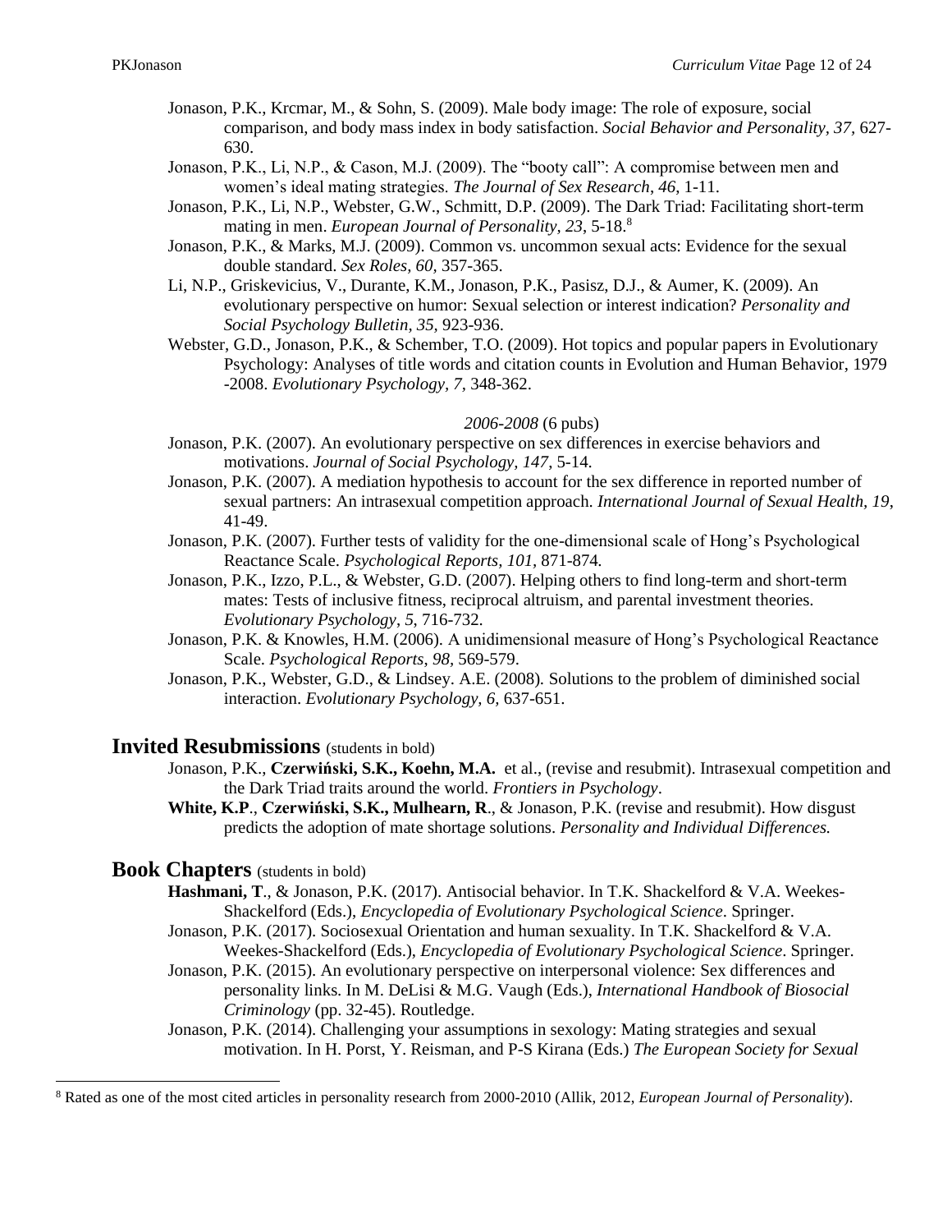Jonason, P.K., Krcmar, M., & Sohn, S. (2009). Male body image: The role of exposure, social comparison, and body mass index in body satisfaction. *Social Behavior and Personality, 37*, 627-630.

Jonason, P.K., Li, N.P., & Cason, M.J. (2009). The "booty call": A compromise between men and women's ideal mating strategies. *The Journal of Sex Research*, *46*, 1-11.

Jonason, P.K., Li, N.P., Webster, G.W., Schmitt, D.P. (2009). The Dark Triad: Facilitating short-term mating in men. *European Journal of Personality, 23*, 5-18.[8]

Jonason, P.K., & Marks, M.J. (2009). Common vs. uncommon sexual acts: Evidence for the sexual double standard. *Sex Roles, 60,* 357-365.

Li, N.P., Griskevicius, V., Durante, K.M., Jonason, P.K., Pasisz, D.J., & Aumer, K. (2009). An evolutionary perspective on humor: Sexual selection or interest indication? *Personality and Social Psychology Bulletin, 35*, 923-936.

Webster, G.D., Jonason, P.K., & Schember, T.O. (2009). Hot topics and popular papers in Evolutionary Psychology: Analyses of title words and citation counts in Evolution and Human Behavior, 1979 -2008. *Evolutionary Psychology, 7,* 348-362.

*2006-2008* (6 pubs)

Jonason, P.K. (2007). An evolutionary perspective on sex differences in exercise behaviors and motivations. *Journal of Social Psychology, 147*, 5-14.

Jonason, P.K. (2007). A mediation hypothesis to account for the sex difference in reported number of sexual partners: An intrasexual competition approach. *International Journal of Sexual Health, 19*, 41-49.

Jonason, P.K. (2007). Further tests of validity for the one-dimensional scale of Hong's Psychological Reactance Scale. *Psychological Reports, 101*, 871-874.

Jonason, P.K., Izzo, P.L., & Webster, G.D. (2007). Helping others to find long-term and short-term mates: Tests of inclusive fitness, reciprocal altruism, and parental investment theories. *Evolutionary Psychology*, *5*, 716-732.

Jonason, P.K. & Knowles, H.M. (2006). A unidimensional measure of Hong's Psychological Reactance Scale. *Psychological Reports*, *98*, 569-579.

Jonason, P.K., Webster, G.D., & Lindsey. A.E. (2008). Solutions to the problem of diminished social interaction. *Evolutionary Psychology, 6,* 637-651.

## Invited Resubmissions (students in bold)

Jonason, P.K., **Czerwiński, S.K., Koehn, M.A.** et al., (revise and resubmit). Intrasexual competition and the Dark Triad traits around the world. *Frontiers in Psychology*.

**White, K.P**., **Czerwiński, S.K., Mulhearn, R**., & Jonason, P.K. (revise and resubmit). How disgust predicts the adoption of mate shortage solutions. *Personality and Individual Differences.*

## Book Chapters (students in bold)

**Hashmani, T**., & Jonason, P.K. (2017). Antisocial behavior. In T.K. Shackelford & V.A. Weekes-Shackelford (Eds.), *Encyclopedia of Evolutionary Psychological Science*. Springer.

Jonason, P.K. (2017). Sociosexual Orientation and human sexuality. In T.K. Shackelford & V.A. Weekes-Shackelford (Eds.), *Encyclopedia of Evolutionary Psychological Science*. Springer.

Jonason, P.K. (2015). An evolutionary perspective on interpersonal violence: Sex differences and personality links. In M. DeLisi & M.G. Vaugh (Eds.), *International Handbook of Biosocial Criminology* (pp. 32-45). Routledge.

Jonason, P.K. (2014). Challenging your assumptions in sexology: Mating strategies and sexual motivation. In H. Porst, Y. Reisman, and P-S Kirana (Eds.) *The European Society for Sexual*

[8] Rated as one of the most cited articles in personality research from 2000-2010 (Allik, 2012, *European Journal of Personality*).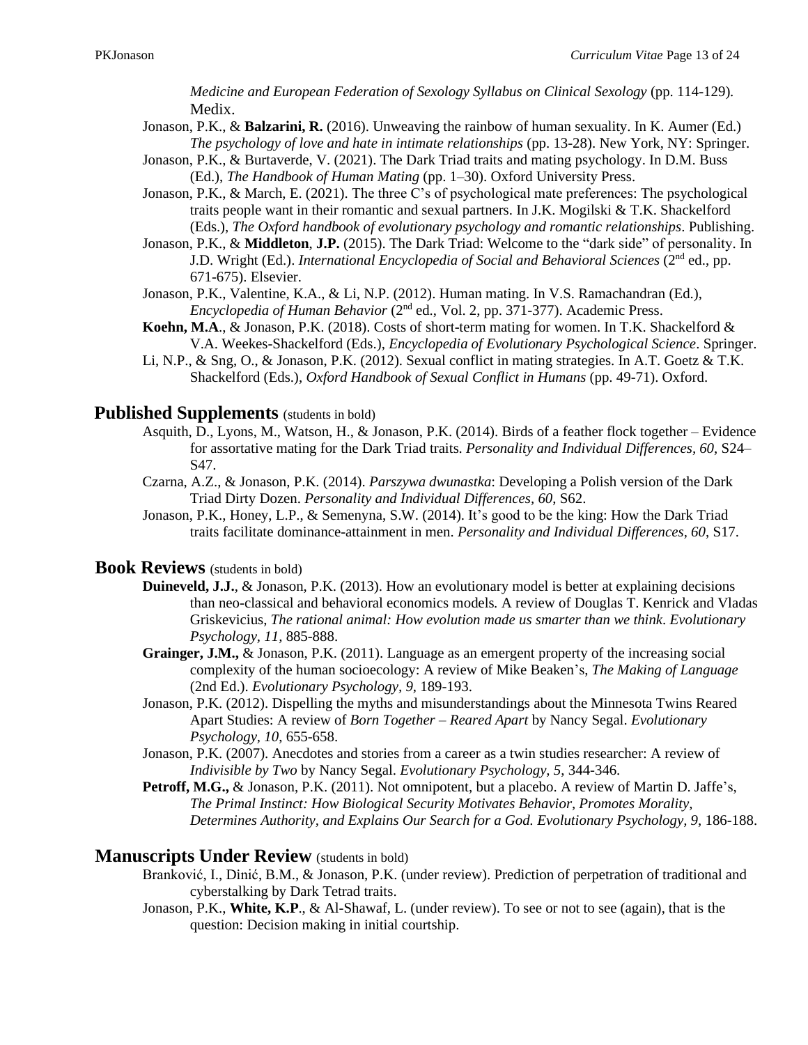*Medicine and European Federation of Sexology Syllabus on Clinical Sexology* (pp. 114-129). Medix.

Jonason, P.K., & **Balzarini, R.** (2016). Unweaving the rainbow of human sexuality. In K. Aumer (Ed.) *The psychology of love and hate in intimate relationships* (pp. 13-28). New York, NY: Springer.

Jonason, P.K., & Burtaverde, V. (2021). The Dark Triad traits and mating psychology. In D.M. Buss (Ed.), *The Handbook of Human Mating* (pp. 1–30). Oxford University Press.

Jonason, P.K., & March, E. (2021). The three C's of psychological mate preferences: The psychological traits people want in their romantic and sexual partners. In J.K. Mogilski & T.K. Shackelford (Eds.), *The Oxford handbook of evolutionary psychology and romantic relationships*. Publishing.

Jonason, P.K., & **Middleton**, **J.P.** (2015). The Dark Triad: Welcome to the "dark side" of personality. In J.D. Wright (Ed.). *International Encyclopedia of Social and Behavioral Sciences* (2nd ed., pp. 671-675). Elsevier.

Jonason, P.K., Valentine, K.A., & Li, N.P. (2012). Human mating. In V.S. Ramachandran (Ed.), *Encyclopedia of Human Behavior* (2nd ed., Vol. 2, pp. 371-377). Academic Press.

**Koehn, M.A**., & Jonason, P.K. (2018). Costs of short-term mating for women. In T.K. Shackelford & V.A. Weekes-Shackelford (Eds.), *Encyclopedia of Evolutionary Psychological Science*. Springer.

Li, N.P., & Sng, O., & Jonason, P.K. (2012). Sexual conflict in mating strategies. In A.T. Goetz & T.K. Shackelford (Eds.), *Oxford Handbook of Sexual Conflict in Humans* (pp. 49-71). Oxford.

## Published Supplements (students in bold)

Asquith, D., Lyons, M., Watson, H., & Jonason, P.K. (2014). Birds of a feather flock together – Evidence for assortative mating for the Dark Triad traits. *Personality and Individual Differences, 60*, S24–S47.

Czarna, A.Z., & Jonason, P.K. (2014). *Parszywa dwunastka*: Developing a Polish version of the Dark Triad Dirty Dozen. *Personality and Individual Differences, 60*, S62.

Jonason, P.K., Honey, L.P., & Semenyna, S.W. (2014). It's good to be the king: How the Dark Triad traits facilitate dominance-attainment in men. *Personality and Individual Differences, 60*, S17.

## Book Reviews (students in bold)

**Duineveld, J.J.**, & Jonason, P.K. (2013). How an evolutionary model is better at explaining decisions than neo-classical and behavioral economics models. A review of Douglas T. Kenrick and Vladas Griskevicius, *The rational animal: How evolution made us smarter than we think*. *Evolutionary Psychology, 11*, 885-888.

**Grainger, J.M.,** & Jonason, P.K. (2011). Language as an emergent property of the increasing social complexity of the human socioecology: A review of Mike Beaken's, *The Making of Language* (2nd Ed.). *Evolutionary Psychology, 9*, 189-193.

Jonason, P.K. (2012). Dispelling the myths and misunderstandings about the Minnesota Twins Reared Apart Studies: A review of *Born Together – Reared Apart* by Nancy Segal. *Evolutionary Psychology, 10*, 655-658.

Jonason, P.K. (2007). Anecdotes and stories from a career as a twin studies researcher: A review of *Indivisible by Two* by Nancy Segal. *Evolutionary Psychology, 5*, 344-346.

**Petroff, M.G.,** & Jonason, P.K. (2011). Not omnipotent, but a placebo. A review of Martin D. Jaffe's, *The Primal Instinct: How Biological Security Motivates Behavior, Promotes Morality, Determines Authority, and Explains Our Search for a God. Evolutionary Psychology, 9*, 186-188.

## Manuscripts Under Review (students in bold)

Branković, I., Dinić, B.M., & Jonason, P.K. (under review). Prediction of perpetration of traditional and cyberstalking by Dark Tetrad traits.

Jonason, P.K., **White, K.P**., & Al-Shawaf, L. (under review). To see or not to see (again), that is the question: Decision making in initial courtship.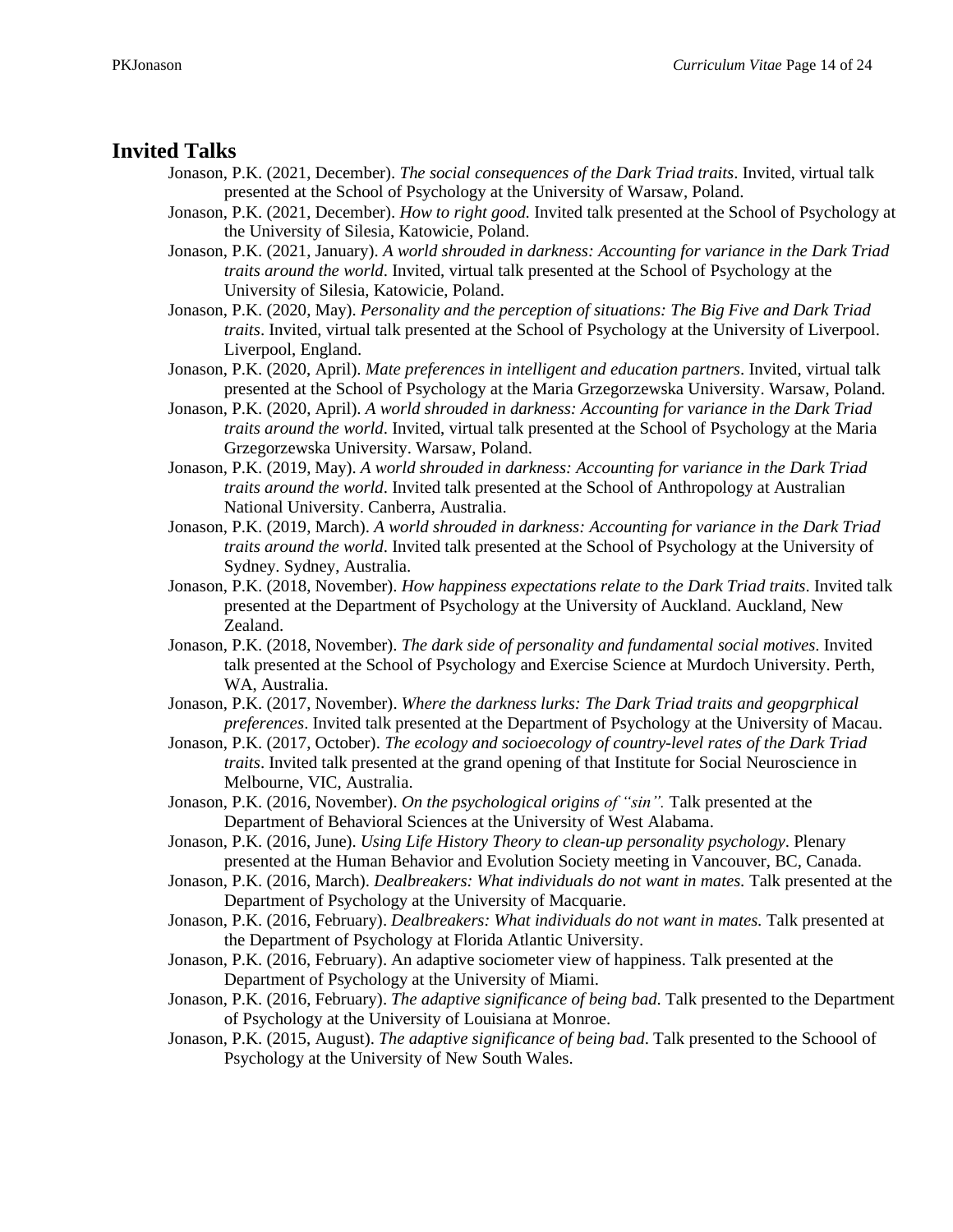## Invited Talks

Jonason, P.K. (2021, December). *The social consequences of the Dark Triad traits*. Invited, virtual talk presented at the School of Psychology at the University of Warsaw, Poland.

Jonason, P.K. (2021, December). *How to right good.* Invited talk presented at the School of Psychology at the University of Silesia, Katowicie, Poland.

Jonason, P.K. (2021, January). *A world shrouded in darkness: Accounting for variance in the Dark Triad traits around the world*. Invited, virtual talk presented at the School of Psychology at the University of Silesia, Katowicie, Poland.

Jonason, P.K. (2020, May). *Personality and the perception of situations: The Big Five and Dark Triad traits*. Invited, virtual talk presented at the School of Psychology at the University of Liverpool. Liverpool, England.

Jonason, P.K. (2020, April). *Mate preferences in intelligent and education partners*. Invited, virtual talk presented at the School of Psychology at the Maria Grzegorzewska University. Warsaw, Poland.

Jonason, P.K. (2020, April). *A world shrouded in darkness: Accounting for variance in the Dark Triad traits around the world*. Invited, virtual talk presented at the School of Psychology at the Maria Grzegorzewska University. Warsaw, Poland.

Jonason, P.K. (2019, May). *A world shrouded in darkness: Accounting for variance in the Dark Triad traits around the world*. Invited talk presented at the School of Anthropology at Australian National University. Canberra, Australia.

Jonason, P.K. (2019, March). *A world shrouded in darkness: Accounting for variance in the Dark Triad traits around the world*. Invited talk presented at the School of Psychology at the University of Sydney. Sydney, Australia.

Jonason, P.K. (2018, November). *How happiness expectations relate to the Dark Triad traits*. Invited talk presented at the Department of Psychology at the University of Auckland. Auckland, New Zealand.

Jonason, P.K. (2018, November). *The dark side of personality and fundamental social motives*. Invited talk presented at the School of Psychology and Exercise Science at Murdoch University. Perth, WA, Australia.

Jonason, P.K. (2017, November). *Where the darkness lurks: The Dark Triad traits and geopgrphical preferences*. Invited talk presented at the Department of Psychology at the University of Macau.

Jonason, P.K. (2017, October). *The ecology and socioecology of country-level rates of the Dark Triad traits*. Invited talk presented at the grand opening of that Institute for Social Neuroscience in Melbourne, VIC, Australia.

Jonason, P.K. (2016, November). *On the psychological origins of "sin".* Talk presented at the Department of Behavioral Sciences at the University of West Alabama.

Jonason, P.K. (2016, June). *Using Life History Theory to clean-up personality psychology*. Plenary presented at the Human Behavior and Evolution Society meeting in Vancouver, BC, Canada.

Jonason, P.K. (2016, March). *Dealbreakers: What individuals do not want in mates.* Talk presented at the Department of Psychology at the University of Macquarie.

Jonason, P.K. (2016, February). *Dealbreakers: What individuals do not want in mates.* Talk presented at the Department of Psychology at Florida Atlantic University.

Jonason, P.K. (2016, February). An adaptive sociometer view of happiness. Talk presented at the Department of Psychology at the University of Miami.

Jonason, P.K. (2016, February). *The adaptive significance of being bad*. Talk presented to the Department of Psychology at the University of Louisiana at Monroe.

Jonason, P.K. (2015, August). *The adaptive significance of being bad*. Talk presented to the Schoool of Psychology at the University of New South Wales.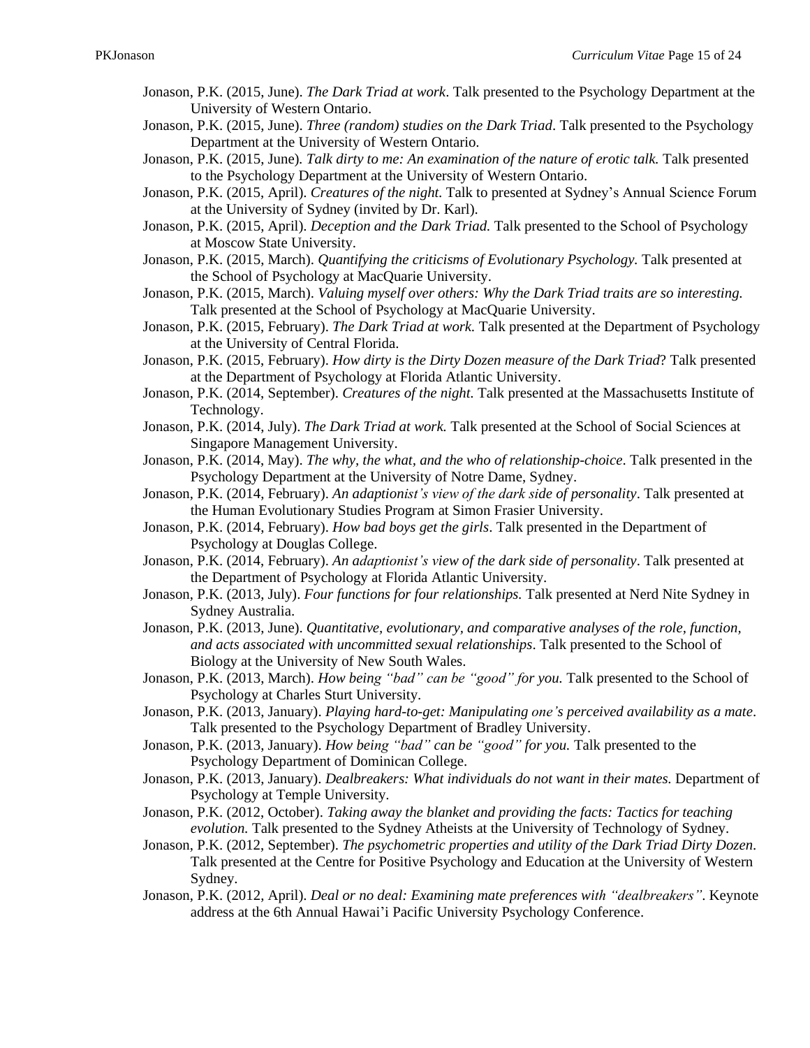Jonason, P.K. (2015, June). *The Dark Triad at work*. Talk presented to the Psychology Department at the University of Western Ontario.

Jonason, P.K. (2015, June). *Three (random) studies on the Dark Triad*. Talk presented to the Psychology Department at the University of Western Ontario.

Jonason, P.K. (2015, June). *Talk dirty to me: An examination of the nature of erotic talk.* Talk presented to the Psychology Department at the University of Western Ontario.

Jonason, P.K. (2015, April). *Creatures of the night.* Talk to presented at Sydney's Annual Science Forum at the University of Sydney (invited by Dr. Karl).

Jonason, P.K. (2015, April). *Deception and the Dark Triad.* Talk presented to the School of Psychology at Moscow State University.

Jonason, P.K. (2015, March). *Quantifying the criticisms of Evolutionary Psychology.* Talk presented at the School of Psychology at MacQuarie University.

Jonason, P.K. (2015, March). *Valuing myself over others: Why the Dark Triad traits are so interesting.* Talk presented at the School of Psychology at MacQuarie University.

Jonason, P.K. (2015, February). *The Dark Triad at work.* Talk presented at the Department of Psychology at the University of Central Florida.

Jonason, P.K. (2015, February). *How dirty is the Dirty Dozen measure of the Dark Triad*? Talk presented at the Department of Psychology at Florida Atlantic University.

Jonason, P.K. (2014, September). *Creatures of the night.* Talk presented at the Massachusetts Institute of Technology.

Jonason, P.K. (2014, July). *The Dark Triad at work.* Talk presented at the School of Social Sciences at Singapore Management University.

Jonason, P.K. (2014, May). *The why, the what, and the who of relationship-choice*. Talk presented in the Psychology Department at the University of Notre Dame, Sydney.

Jonason, P.K. (2014, February). *An adaptionist's view of the dark side of personality*. Talk presented at the Human Evolutionary Studies Program at Simon Frasier University.

Jonason, P.K. (2014, February). *How bad boys get the girls*. Talk presented in the Department of Psychology at Douglas College.

Jonason, P.K. (2014, February). *An adaptionist's view of the dark side of personality*. Talk presented at the Department of Psychology at Florida Atlantic University.

Jonason, P.K. (2013, July). *Four functions for four relationships.* Talk presented at Nerd Nite Sydney in Sydney Australia.

Jonason, P.K. (2013, June). *Quantitative, evolutionary, and comparative analyses of the role, function, and acts associated with uncommitted sexual relationships*. Talk presented to the School of Biology at the University of New South Wales.

Jonason, P.K. (2013, March). *How being "bad" can be "good" for you.* Talk presented to the School of Psychology at Charles Sturt University.

Jonason, P.K. (2013, January). *Playing hard-to-get: Manipulating one's perceived availability as a mate*. Talk presented to the Psychology Department of Bradley University.

Jonason, P.K. (2013, January). *How being "bad" can be "good" for you.* Talk presented to the Psychology Department of Dominican College.

Jonason, P.K. (2013, January). *Dealbreakers: What individuals do not want in their mates.* Department of Psychology at Temple University.

Jonason, P.K. (2012, October). *Taking away the blanket and providing the facts: Tactics for teaching evolution.* Talk presented to the Sydney Atheists at the University of Technology of Sydney.

Jonason, P.K. (2012, September). *The psychometric properties and utility of the Dark Triad Dirty Dozen*. Talk presented at the Centre for Positive Psychology and Education at the University of Western Sydney.

Jonason, P.K. (2012, April). *Deal or no deal: Examining mate preferences with "dealbreakers"*. Keynote address at the 6th Annual Hawai'i Pacific University Psychology Conference.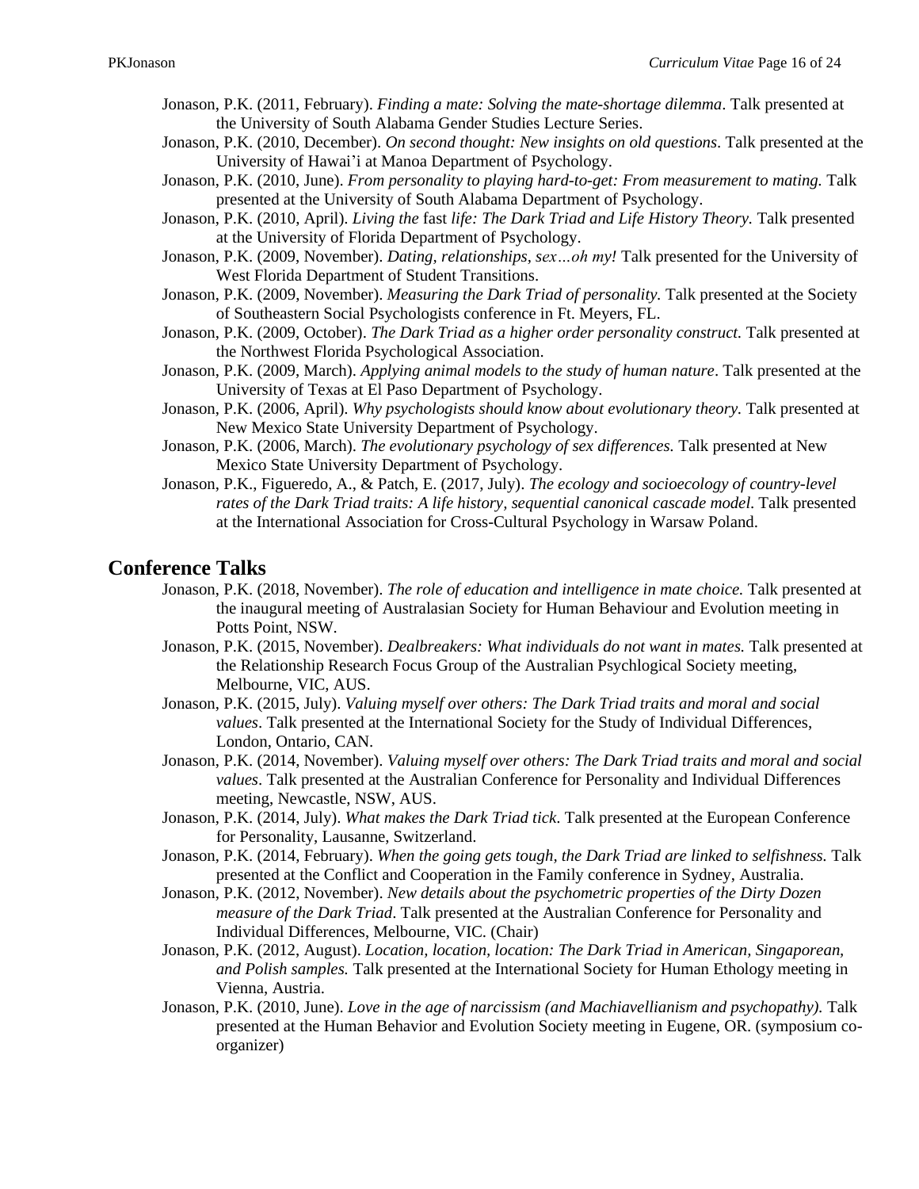Jonason, P.K. (2011, February). *Finding a mate: Solving the mate-shortage dilemma*. Talk presented at the University of South Alabama Gender Studies Lecture Series.

Jonason, P.K. (2010, December). *On second thought: New insights on old questions*. Talk presented at the University of Hawai'i at Manoa Department of Psychology.

Jonason, P.K. (2010, June). *From personality to playing hard-to-get: From measurement to mating.* Talk presented at the University of South Alabama Department of Psychology.

Jonason, P.K. (2010, April). *Living the* fast *life: The Dark Triad and Life History Theory.* Talk presented at the University of Florida Department of Psychology.

Jonason, P.K. (2009, November). *Dating, relationships, sex…oh my!* Talk presented for the University of West Florida Department of Student Transitions.

Jonason, P.K. (2009, November). *Measuring the Dark Triad of personality.* Talk presented at the Society of Southeastern Social Psychologists conference in Ft. Meyers, FL.

Jonason, P.K. (2009, October). *The Dark Triad as a higher order personality construct.* Talk presented at the Northwest Florida Psychological Association.

Jonason, P.K. (2009, March). *Applying animal models to the study of human nature*. Talk presented at the University of Texas at El Paso Department of Psychology.

Jonason, P.K. (2006, April). *Why psychologists should know about evolutionary theory.* Talk presented at New Mexico State University Department of Psychology.

Jonason, P.K. (2006, March). *The evolutionary psychology of sex differences.* Talk presented at New Mexico State University Department of Psychology.

Jonason, P.K., Figueredo, A., & Patch, E. (2017, July). *The ecology and socioecology of country-level rates of the Dark Triad traits: A life history, sequential canonical cascade model*. Talk presented at the International Association for Cross-Cultural Psychology in Warsaw Poland.

## Conference Talks

Jonason, P.K. (2018, November). *The role of education and intelligence in mate choice.* Talk presented at the inaugural meeting of Australasian Society for Human Behaviour and Evolution meeting in Potts Point, NSW.

Jonason, P.K. (2015, November). *Dealbreakers: What individuals do not want in mates.* Talk presented at the Relationship Research Focus Group of the Australian Psychlogical Society meeting, Melbourne, VIC, AUS.

Jonason, P.K. (2015, July). *Valuing myself over others: The Dark Triad traits and moral and social values*. Talk presented at the International Society for the Study of Individual Differences, London, Ontario, CAN.

Jonason, P.K. (2014, November). *Valuing myself over others: The Dark Triad traits and moral and social values*. Talk presented at the Australian Conference for Personality and Individual Differences meeting, Newcastle, NSW, AUS.

Jonason, P.K. (2014, July). *What makes the Dark Triad tick*. Talk presented at the European Conference for Personality, Lausanne, Switzerland.

Jonason, P.K. (2014, February). *When the going gets tough, the Dark Triad are linked to selfishness.* Talk presented at the Conflict and Cooperation in the Family conference in Sydney, Australia.

Jonason, P.K. (2012, November). *New details about the psychometric properties of the Dirty Dozen measure of the Dark Triad*. Talk presented at the Australian Conference for Personality and Individual Differences, Melbourne, VIC. (Chair)

Jonason, P.K. (2012, August). *Location, location, location: The Dark Triad in American, Singaporean, and Polish samples.* Talk presented at the International Society for Human Ethology meeting in Vienna, Austria.

Jonason, P.K. (2010, June). *Love in the age of narcissism (and Machiavellianism and psychopathy).* Talk presented at the Human Behavior and Evolution Society meeting in Eugene, OR. (symposium co-organizer)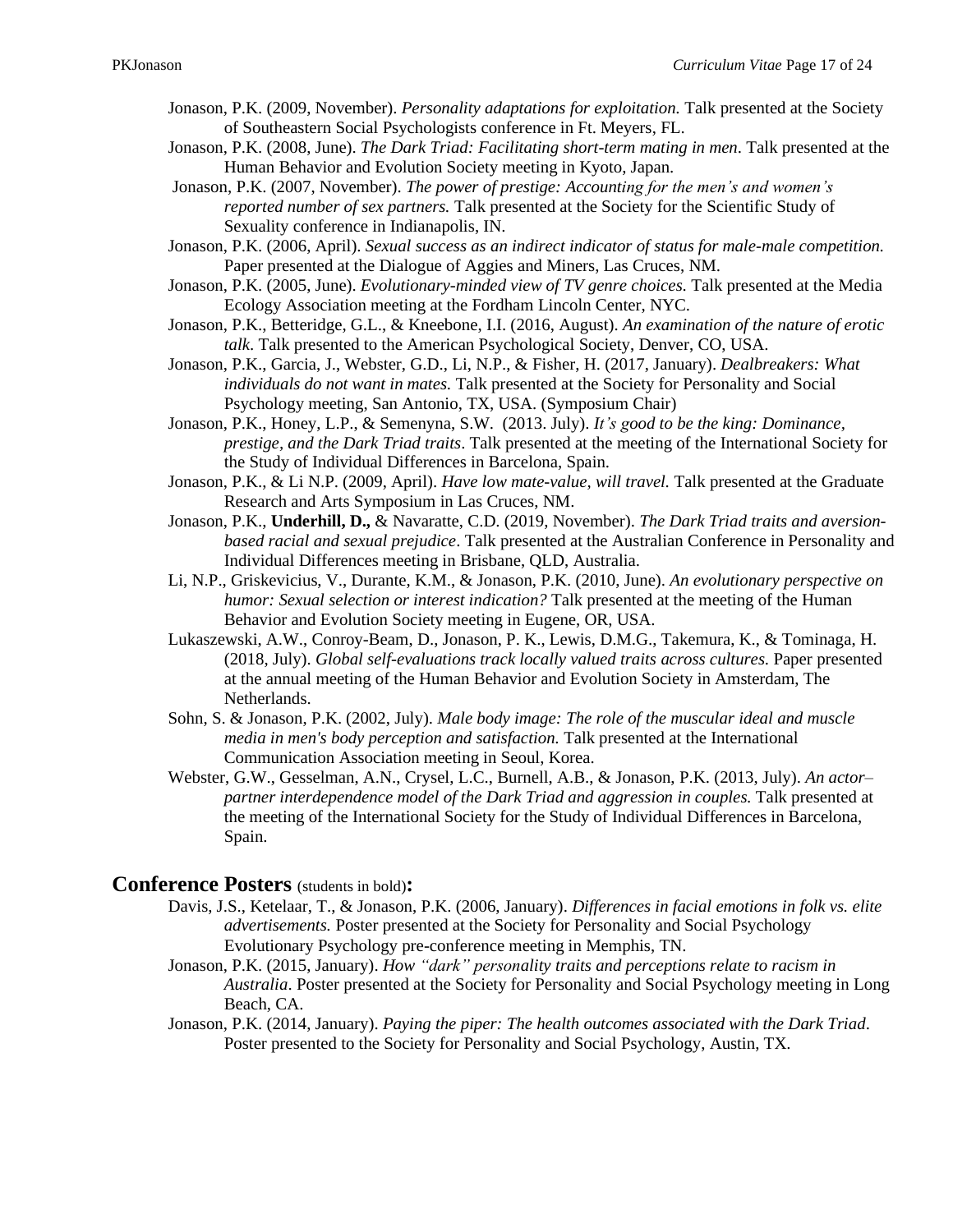Jonason, P.K. (2009, November). *Personality adaptations for exploitation.* Talk presented at the Society of Southeastern Social Psychologists conference in Ft. Meyers, FL.

Jonason, P.K. (2008, June). *The Dark Triad: Facilitating short-term mating in men*. Talk presented at the Human Behavior and Evolution Society meeting in Kyoto, Japan.

Jonason, P.K. (2007, November). *The power of prestige: Accounting for the men's and women's reported number of sex partners.* Talk presented at the Society for the Scientific Study of Sexuality conference in Indianapolis, IN.

Jonason, P.K. (2006, April). *Sexual success as an indirect indicator of status for male-male competition.* Paper presented at the Dialogue of Aggies and Miners, Las Cruces, NM.

Jonason, P.K. (2005, June). *Evolutionary-minded view of TV genre choices.* Talk presented at the Media Ecology Association meeting at the Fordham Lincoln Center, NYC.

Jonason, P.K., Betteridge, G.L., & Kneebone, I.I. (2016, August). *An examination of the nature of erotic talk*. Talk presented to the American Psychological Society, Denver, CO, USA.

Jonason, P.K., Garcia, J., Webster, G.D., Li, N.P., & Fisher, H. (2017, January). *Dealbreakers: What individuals do not want in mates.* Talk presented at the Society for Personality and Social Psychology meeting, San Antonio, TX, USA. (Symposium Chair)

Jonason, P.K., Honey, L.P., & Semenyna, S.W. (2013. July). *It's good to be the king: Dominance, prestige, and the Dark Triad traits*. Talk presented at the meeting of the International Society for the Study of Individual Differences in Barcelona, Spain.

Jonason, P.K., & Li N.P. (2009, April). *Have low mate-value, will travel.* Talk presented at the Graduate Research and Arts Symposium in Las Cruces, NM.

Jonason, P.K., **Underhill, D.,** & Navaratte, C.D. (2019, November). *The Dark Triad traits and aversion-based racial and sexual prejudice*. Talk presented at the Australian Conference in Personality and Individual Differences meeting in Brisbane, QLD, Australia.

Li, N.P., Griskevicius, V., Durante, K.M., & Jonason, P.K. (2010, June). *An evolutionary perspective on humor: Sexual selection or interest indication?* Talk presented at the meeting of the Human Behavior and Evolution Society meeting in Eugene, OR, USA.

Lukaszewski, A.W., Conroy-Beam, D., Jonason, P. K., Lewis, D.M.G., Takemura, K., & Tominaga, H. (2018, July). *Global self-evaluations track locally valued traits across cultures.* Paper presented at the annual meeting of the Human Behavior and Evolution Society in Amsterdam, The Netherlands.

Sohn, S. & Jonason, P.K. (2002, July). *Male body image: The role of the muscular ideal and muscle media in men's body perception and satisfaction.* Talk presented at the International Communication Association meeting in Seoul, Korea.

Webster, G.W., Gesselman, A.N., Crysel, L.C., Burnell, A.B., & Jonason, P.K. (2013, July). *An actor–partner interdependence model of the Dark Triad and aggression in couples.* Talk presented at the meeting of the International Society for the Study of Individual Differences in Barcelona, Spain.

## Conference Posters (students in bold):

Davis, J.S., Ketelaar, T., & Jonason, P.K. (2006, January). *Differences in facial emotions in folk vs. elite advertisements.* Poster presented at the Society for Personality and Social Psychology Evolutionary Psychology pre-conference meeting in Memphis, TN.

Jonason, P.K. (2015, January). *How "dark" personality traits and perceptions relate to racism in Australia.* Poster presented at the Society for Personality and Social Psychology meeting in Long Beach, CA.

Jonason, P.K. (2014, January). *Paying the piper: The health outcomes associated with the Dark Triad*. Poster presented to the Society for Personality and Social Psychology, Austin, TX.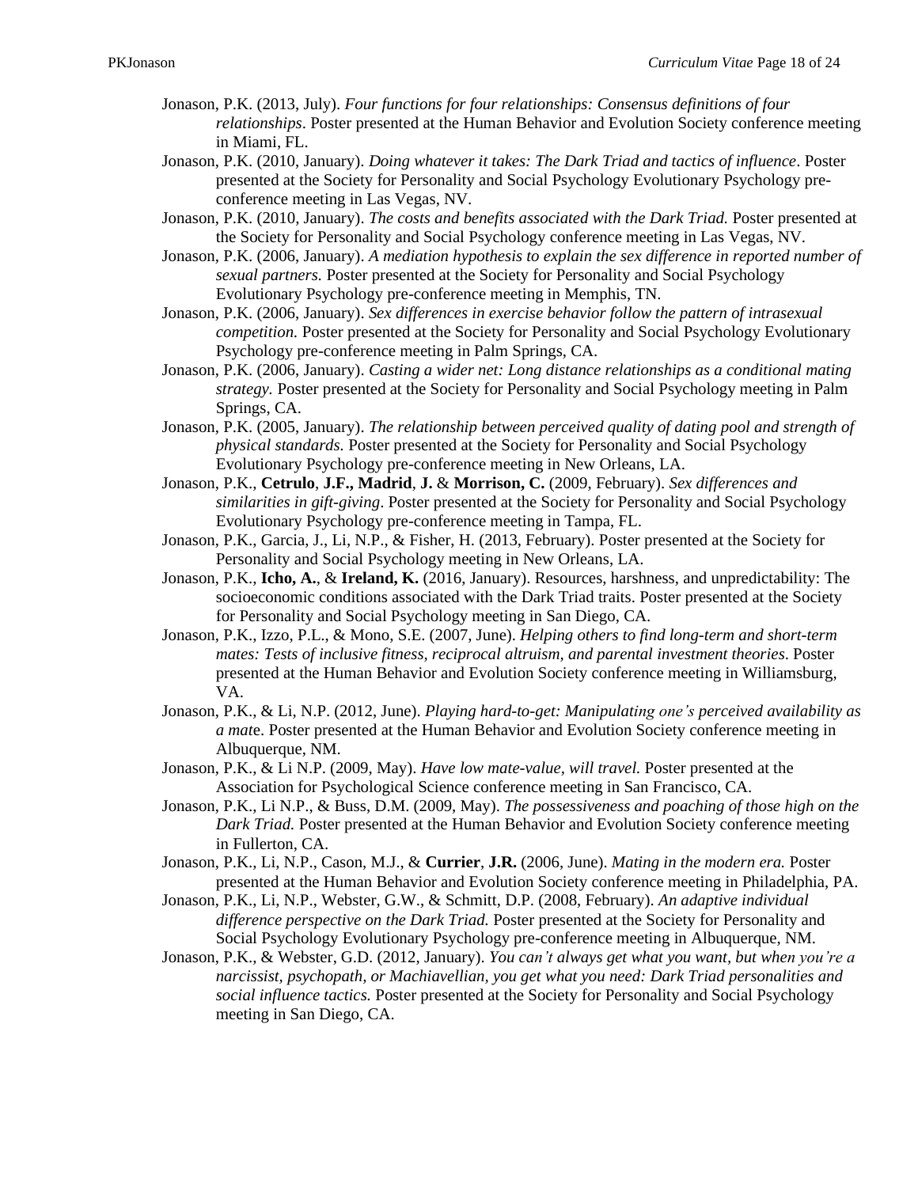Jonason, P.K. (2013, July). *Four functions for four relationships: Consensus definitions of four relationships*. Poster presented at the Human Behavior and Evolution Society conference meeting in Miami, FL.

Jonason, P.K. (2010, January). *Doing whatever it takes: The Dark Triad and tactics of influence*. Poster presented at the Society for Personality and Social Psychology Evolutionary Psychology pre-conference meeting in Las Vegas, NV.

Jonason, P.K. (2010, January). *The costs and benefits associated with the Dark Triad.* Poster presented at the Society for Personality and Social Psychology conference meeting in Las Vegas, NV.

Jonason, P.K. (2006, January). *A mediation hypothesis to explain the sex difference in reported number of sexual partners.* Poster presented at the Society for Personality and Social Psychology Evolutionary Psychology pre-conference meeting in Memphis, TN.

Jonason, P.K. (2006, January). *Sex differences in exercise behavior follow the pattern of intrasexual competition.* Poster presented at the Society for Personality and Social Psychology Evolutionary Psychology pre-conference meeting in Palm Springs, CA.

Jonason, P.K. (2006, January). *Casting a wider net: Long distance relationships as a conditional mating strategy.* Poster presented at the Society for Personality and Social Psychology meeting in Palm Springs, CA.

Jonason, P.K. (2005, January). *The relationship between perceived quality of dating pool and strength of physical standards.* Poster presented at the Society for Personality and Social Psychology Evolutionary Psychology pre-conference meeting in New Orleans, LA.

Jonason, P.K., **Cetrulo**, **J.F., Madrid**, **J.** & **Morrison, C.** (2009, February). *Sex differences and similarities in gift-giving*. Poster presented at the Society for Personality and Social Psychology Evolutionary Psychology pre-conference meeting in Tampa, FL.

Jonason, P.K., Garcia, J., Li, N.P., & Fisher, H. (2013, February). Poster presented at the Society for Personality and Social Psychology meeting in New Orleans, LA.

Jonason, P.K., **Icho, A.**, & **Ireland, K.** (2016, January). Resources, harshness, and unpredictability: The socioeconomic conditions associated with the Dark Triad traits. Poster presented at the Society for Personality and Social Psychology meeting in San Diego, CA.

Jonason, P.K., Izzo, P.L., & Mono, S.E. (2007, June). *Helping others to find long-term and short-term mates: Tests of inclusive fitness, reciprocal altruism, and parental investment theories*. Poster presented at the Human Behavior and Evolution Society conference meeting in Williamsburg, VA.

Jonason, P.K., & Li, N.P. (2012, June). *Playing hard-to-get: Manipulating one's perceived availability as a mat*e. Poster presented at the Human Behavior and Evolution Society conference meeting in Albuquerque, NM.

Jonason, P.K., & Li N.P. (2009, May). *Have low mate-value, will travel.* Poster presented at the Association for Psychological Science conference meeting in San Francisco, CA.

Jonason, P.K., Li N.P., & Buss, D.M. (2009, May). *The possessiveness and poaching of those high on the Dark Triad.* Poster presented at the Human Behavior and Evolution Society conference meeting in Fullerton, CA.

Jonason, P.K., Li, N.P., Cason, M.J., & **Currier**, **J.R.** (2006, June). *Mating in the modern era.* Poster presented at the Human Behavior and Evolution Society conference meeting in Philadelphia, PA.

Jonason, P.K., Li, N.P., Webster, G.W., & Schmitt, D.P. (2008, February). *An adaptive individual difference perspective on the Dark Triad.* Poster presented at the Society for Personality and Social Psychology Evolutionary Psychology pre-conference meeting in Albuquerque, NM.

Jonason, P.K., & Webster, G.D. (2012, January). *You can't always get what you want, but when you're a narcissist, psychopath, or Machiavellian, you get what you need: Dark Triad personalities and social influence tactics.* Poster presented at the Society for Personality and Social Psychology meeting in San Diego, CA.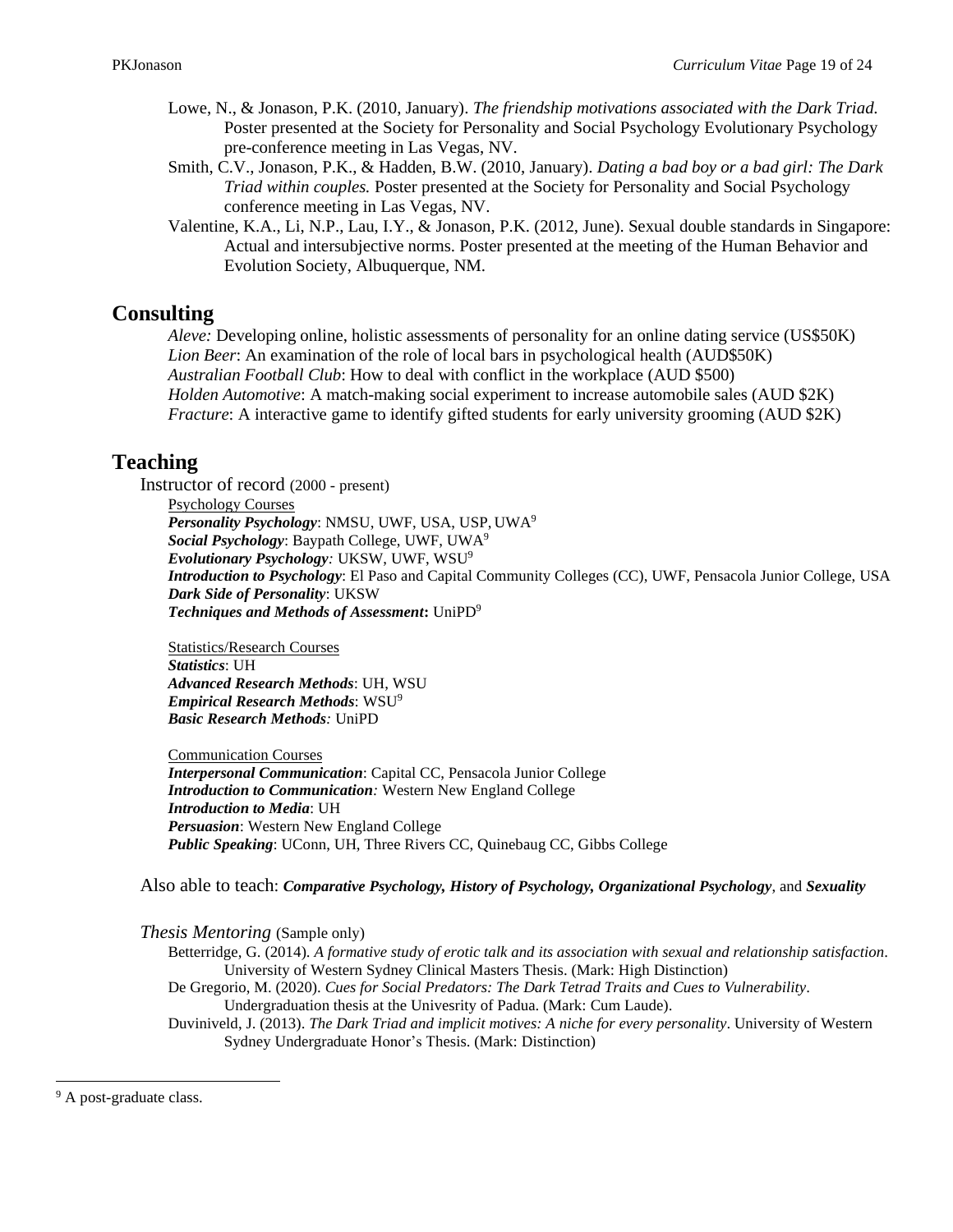Lowe, N., & Jonason, P.K. (2010, January). *The friendship motivations associated with the Dark Triad.* Poster presented at the Society for Personality and Social Psychology Evolutionary Psychology pre-conference meeting in Las Vegas, NV.

Smith, C.V., Jonason, P.K., & Hadden, B.W. (2010, January). *Dating a bad boy or a bad girl: The Dark Triad within couples.* Poster presented at the Society for Personality and Social Psychology conference meeting in Las Vegas, NV.

Valentine, K.A., Li, N.P., Lau, I.Y., & Jonason, P.K. (2012, June). Sexual double standards in Singapore: Actual and intersubjective norms. Poster presented at the meeting of the Human Behavior and Evolution Society, Albuquerque, NM.

## Consulting

*Aleve:* Developing online, holistic assessments of personality for an online dating service (US$50K)
*Lion Beer*: An examination of the role of local bars in psychological health (AUD$50K)
*Australian Football Club*: How to deal with conflict in the workplace (AUD $500)
*Holden Automotive*: A match-making social experiment to increase automobile sales (AUD $2K)
*Fracture*: A interactive game to identify gifted students for early university grooming (AUD $2K)

## Teaching

Instructor of record (2000 - present)

Psychology Courses
***Personality Psychology***: NMSU, UWF, USA, USP, UWA[9]
***Social Psychology***: Baypath College, UWF, UWA[9]
***Evolutionary Psychology****:* UKSW, UWF, WSU[9]
***Introduction to Psychology***: El Paso and Capital Community Colleges (CC), UWF, Pensacola Junior College, USA
***Dark Side of Personality***: UKSW
***Techniques and Methods of Assessment*****:** UniPD[9]

Statistics/Research Courses
***Statistics***: UH
***Advanced Research Methods***: UH, WSU
***Empirical Research Methods***: WSU[9]
***Basic Research Methods****:* UniPD

Communication Courses
***Interpersonal Communication***: Capital CC, Pensacola Junior College
***Introduction to Communication****:* Western New England College
***Introduction to Media***: UH
***Persuasion***: Western New England College
***Public Speaking***: UConn, UH, Three Rivers CC, Quinebaug CC, Gibbs College

Also able to teach: ***Comparative Psychology, History of Psychology, Organizational Psychology***, and ***Sexuality***

*Thesis Mentoring* (Sample only)

Betterridge, G. (2014). *A formative study of erotic talk and its association with sexual and relationship satisfaction*. University of Western Sydney Clinical Masters Thesis. (Mark: High Distinction)

De Gregorio, M. (2020). *Cues for Social Predators: The Dark Tetrad Traits and Cues to Vulnerability*. Undergraduation thesis at the Univesrity of Padua. (Mark: Cum Laude).

Duviniveld, J. (2013). *The Dark Triad and implicit motives: A niche for every personality*. University of Western Sydney Undergraduate Honor's Thesis. (Mark: Distinction)

---

[9] A post-graduate class.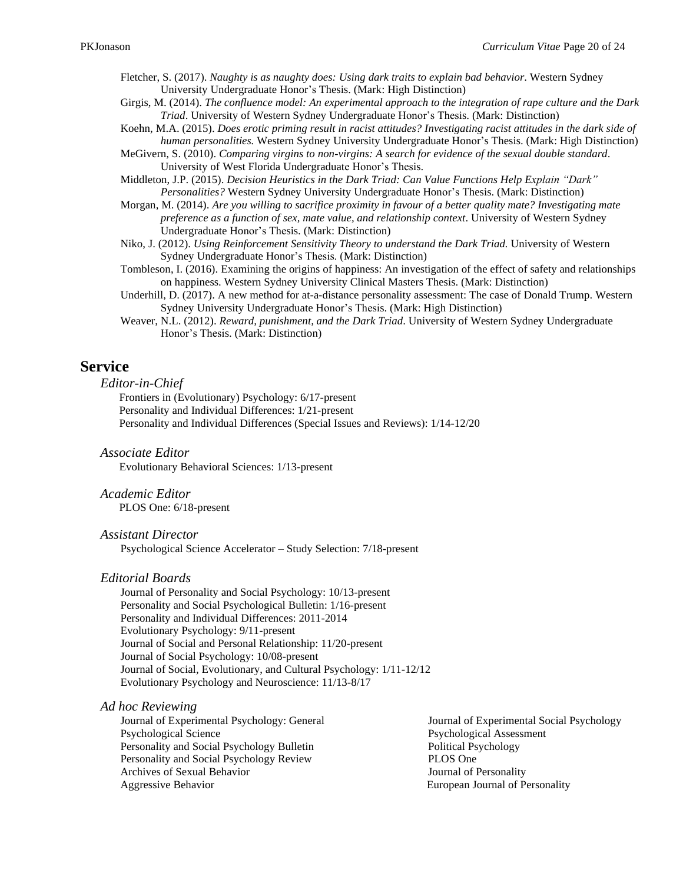Fletcher, S. (2017). *Naughty is as naughty does: Using dark traits to explain bad behavior*. Western Sydney University Undergraduate Honor's Thesis. (Mark: High Distinction)

Girgis, M. (2014). *The confluence model: An experimental approach to the integration of rape culture and the Dark Triad*. University of Western Sydney Undergraduate Honor's Thesis. (Mark: Distinction)

Koehn, M.A. (2015). *Does erotic priming result in racist attitudes? Investigating racist attitudes in the dark side of human personalities.* Western Sydney University Undergraduate Honor's Thesis. (Mark: High Distinction)

MeGivern, S. (2010). *Comparing virgins to non-virgins: A search for evidence of the sexual double standard*. University of West Florida Undergraduate Honor's Thesis.

Middleton, J.P. (2015). *Decision Heuristics in the Dark Triad: Can Value Functions Help Explain "Dark" Personalities?* Western Sydney University Undergraduate Honor's Thesis. (Mark: Distinction)

Morgan, M. (2014). *Are you willing to sacrifice proximity in favour of a better quality mate? Investigating mate preference as a function of sex, mate value, and relationship context*. University of Western Sydney Undergraduate Honor's Thesis. (Mark: Distinction)

Niko, J. (2012). *Using Reinforcement Sensitivity Theory to understand the Dark Triad.* University of Western Sydney Undergraduate Honor's Thesis. (Mark: Distinction)

Tombleson, I. (2016). Examining the origins of happiness: An investigation of the effect of safety and relationships on happiness. Western Sydney University Clinical Masters Thesis. (Mark: Distinction)

Underhill, D. (2017). A new method for at-a-distance personality assessment: The case of Donald Trump. Western Sydney University Undergraduate Honor's Thesis. (Mark: High Distinction)

Weaver, N.L. (2012). *Reward, punishment, and the Dark Triad*. University of Western Sydney Undergraduate Honor's Thesis. (Mark: Distinction)

# Service

### *Editor-in-Chief*

Frontiers in (Evolutionary) Psychology: 6/17-present
Personality and Individual Differences: 1/21-present
Personality and Individual Differences (Special Issues and Reviews): 1/14-12/20

### *Associate Editor*

Evolutionary Behavioral Sciences: 1/13-present

### *Academic Editor*

PLOS One: 6/18-present

### *Assistant Director*

Psychological Science Accelerator – Study Selection: 7/18-present

### *Editorial Boards*

Journal of Personality and Social Psychology: 10/13-present
Personality and Social Psychological Bulletin: 1/16-present
Personality and Individual Differences: 2011-2014
Evolutionary Psychology: 9/11-present
Journal of Social and Personal Relationship: 11/20-present
Journal of Social Psychology: 10/08-present
Journal of Social, Evolutionary, and Cultural Psychology: 1/11-12/12
Evolutionary Psychology and Neuroscience: 11/13-8/17

### *Ad hoc Reviewing*

Journal of Experimental Psychology: General
Psychological Science
Personality and Social Psychology Bulletin
Personality and Social Psychology Review
Archives of Sexual Behavior
Aggressive Behavior
Journal of Experimental Social Psychology
Psychological Assessment
Political Psychology
PLOS One
Journal of Personality
European Journal of Personality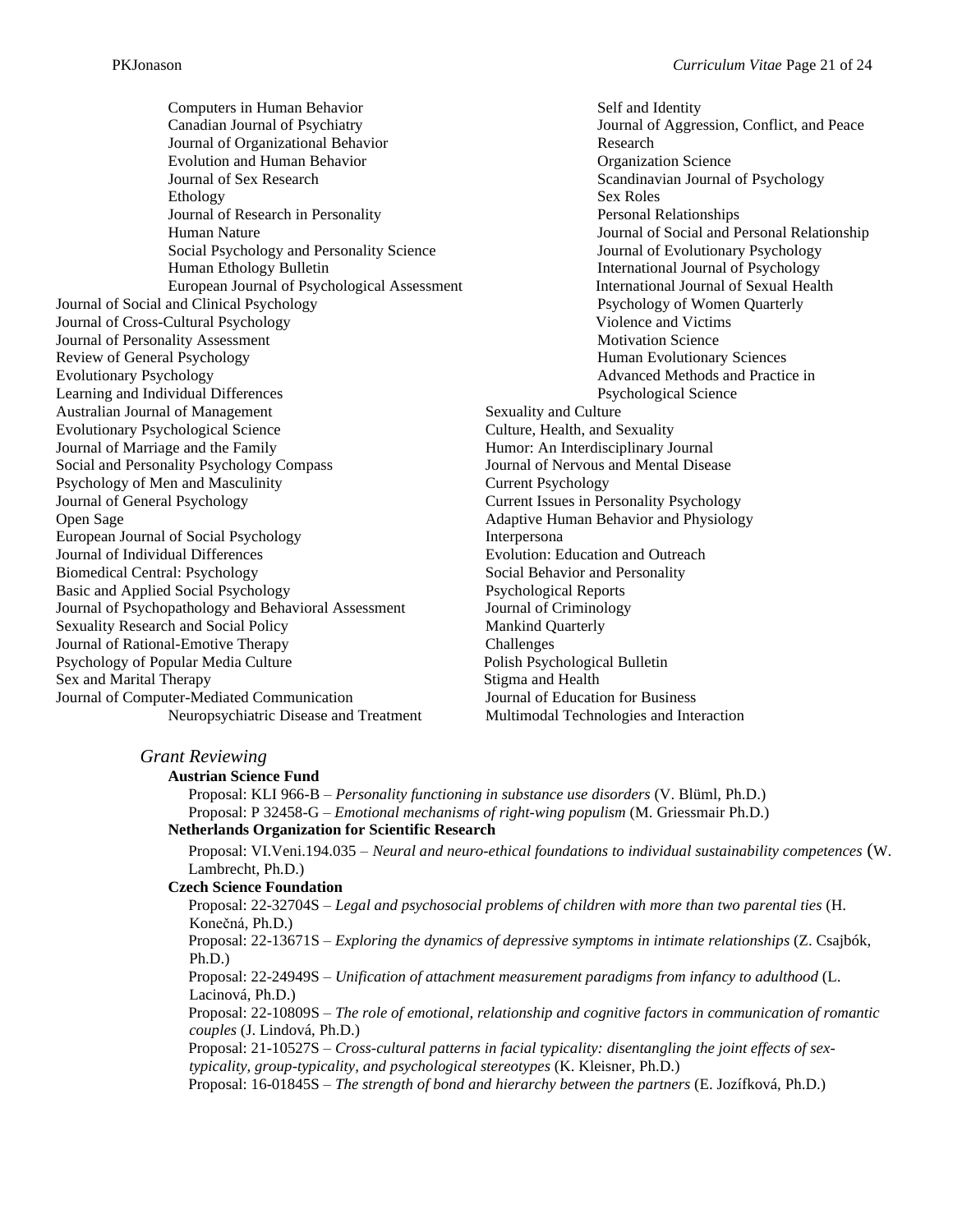Computers in Human Behavior
Canadian Journal of Psychiatry
Journal of Organizational Behavior
Evolution and Human Behavior
Journal of Sex Research
Ethology
Journal of Research in Personality
Human Nature
Social Psychology and Personality Science
Human Ethology Bulletin
European Journal of Psychological Assessment
Journal of Social and Clinical Psychology
Journal of Cross-Cultural Psychology
Journal of Personality Assessment
Review of General Psychology
Evolutionary Psychology
Learning and Individual Differences
Australian Journal of Management
Evolutionary Psychological Science
Journal of Marriage and the Family
Social and Personality Psychology Compass
Psychology of Men and Masculinity
Journal of General Psychology
Open Sage
European Journal of Social Psychology
Journal of Individual Differences
Biomedical Central: Psychology
Basic and Applied Social Psychology
Journal of Psychopathology and Behavioral Assessment
Sexuality Research and Social Policy
Journal of Rational-Emotive Therapy
Psychology of Popular Media Culture
Sex and Marital Therapy
Journal of Computer-Mediated Communication
Neuropsychiatric Disease and Treatment
Self and Identity
Journal of Aggression, Conflict, and Peace Research
Organization Science
Scandinavian Journal of Psychology
Sex Roles
Personal Relationships
Journal of Social and Personal Relationship
Journal of Evolutionary Psychology
International Journal of Psychology
International Journal of Sexual Health
Psychology of Women Quarterly
Violence and Victims
Motivation Science
Human Evolutionary Sciences
Advanced Methods and Practice in Psychological Science
Sexuality and Culture
Culture, Health, and Sexuality
Humor: An Interdisciplinary Journal
Journal of Nervous and Mental Disease
Current Psychology
Current Issues in Personality Psychology
Adaptive Human Behavior and Physiology
Interpersona
Evolution: Education and Outreach
Social Behavior and Personality
Psychological Reports
Journal of Criminology
Mankind Quarterly
Challenges
Polish Psychological Bulletin
Stigma and Health
Journal of Education for Business
Multimodal Technologies and Interaction

### *Grant Reviewing*

**Austrian Science Fund**

Proposal: KLI 966-B – *Personality functioning in substance use disorders* (V. Blüml, Ph.D.)
Proposal: P 32458-G – *Emotional mechanisms of right-wing populism* (M. Griessmair Ph.D.)

**Netherlands Organization for Scientific Research**

Proposal: VI.Veni.194.035 – *Neural and neuro-ethical foundations to individual sustainability competences* (W. Lambrecht, Ph.D.)

**Czech Science Foundation**

Proposal: 22-32704S – *Legal and psychosocial problems of children with more than two parental ties* (H. Konečná, Ph.D.)
Proposal: 22-13671S – *Exploring the dynamics of depressive symptoms in intimate relationships* (Z. Csajbók, Ph.D.)
Proposal: 22-24949S – *Unification of attachment measurement paradigms from infancy to adulthood* (L. Lacinová, Ph.D.)
Proposal: 22-10809S – *The role of emotional, relationship and cognitive factors in communication of romantic couples* (J. Lindová, Ph.D.)
Proposal: 21-10527S – *Cross-cultural patterns in facial typicality: disentangling the joint effects of sex-typicality, group-typicality, and psychological stereotypes* (K. Kleisner, Ph.D.)
Proposal: 16-01845S – *The strength of bond and hierarchy between the partners* (E. Jozífková, Ph.D.)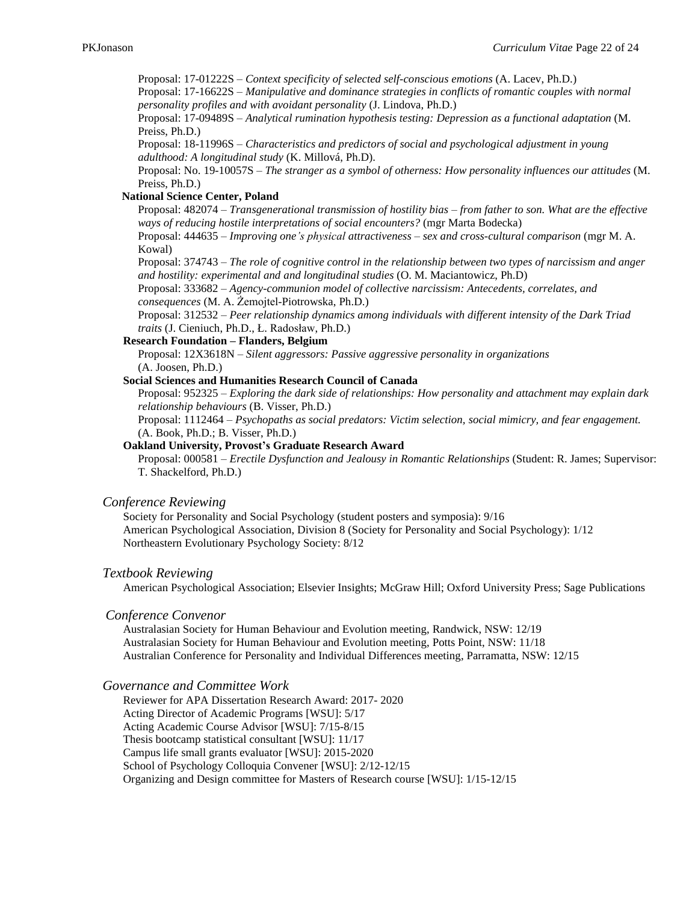Proposal: 17-01222S – *Context specificity of selected self-conscious emotions* (A. Lacev, Ph.D.)
Proposal: 17-16622S – *Manipulative and dominance strategies in conflicts of romantic couples with normal personality profiles and with avoidant personality* (J. Lindova, Ph.D.)
Proposal: 17-09489S – *Analytical rumination hypothesis testing: Depression as a functional adaptation* (M. Preiss, Ph.D.)
Proposal: 18-11996S – *Characteristics and predictors of social and psychological adjustment in young adulthood: A longitudinal study* (K. Millová, Ph.D).
Proposal: No. 19-10057S – *The stranger as a symbol of otherness: How personality influences our attitudes* (M. Preiss, Ph.D.)

**National Science Center, Poland**

Proposal: 482074 – *Transgenerational transmission of hostility bias – from father to son. What are the effective ways of reducing hostile interpretations of social encounters?* (mgr Marta Bodecka)
Proposal: 444635 – *Improving one's physical attractiveness – sex and cross-cultural comparison* (mgr M. A. Kowal)
Proposal: 374743 – *The role of cognitive control in the relationship between two types of narcissism and anger and hostility: experimental and and longitudinal studies* (O. M. Maciantowicz, Ph.D)
Proposal: 333682 – *Agency-communion model of collective narcissism: Antecedents, correlates, and consequences* (M. A. Żemojtel-Piotrowska, Ph.D.)
Proposal: 312532 – *Peer relationship dynamics among individuals with different intensity of the Dark Triad traits* (J. Cieniuch, Ph.D., Ł. Radosław, Ph.D.)

**Research Foundation – Flanders, Belgium**

Proposal: 12X3618N – *Silent aggressors: Passive aggressive personality in organizations* (A. Joosen, Ph.D.)

**Social Sciences and Humanities Research Council of Canada**

Proposal: 952325 – *Exploring the dark side of relationships: How personality and attachment may explain dark relationship behaviours* (B. Visser, Ph.D.)
Proposal: 1112464 – *Psychopaths as social predators: Victim selection, social mimicry, and fear engagement.* (A. Book, Ph.D.; B. Visser, Ph.D.)

**Oakland University, Provost's Graduate Research Award**

Proposal: 000581 – *Erectile Dysfunction and Jealousy in Romantic Relationships* (Student: R. James; Supervisor: T. Shackelford, Ph.D.)

### *Conference Reviewing*

Society for Personality and Social Psychology (student posters and symposia): 9/16
American Psychological Association, Division 8 (Society for Personality and Social Psychology): 1/12
Northeastern Evolutionary Psychology Society: 8/12

### *Textbook Reviewing*

American Psychological Association; Elsevier Insights; McGraw Hill; Oxford University Press; Sage Publications

### *Conference Convenor*

Australasian Society for Human Behaviour and Evolution meeting, Randwick, NSW: 12/19
Australasian Society for Human Behaviour and Evolution meeting, Potts Point, NSW: 11/18
Australian Conference for Personality and Individual Differences meeting, Parramatta, NSW: 12/15

### *Governance and Committee Work*

Reviewer for APA Dissertation Research Award: 2017- 2020
Acting Director of Academic Programs [WSU]: 5/17
Acting Academic Course Advisor [WSU]: 7/15-8/15
Thesis bootcamp statistical consultant [WSU]: 11/17
Campus life small grants evaluator [WSU]: 2015-2020
School of Psychology Colloquia Convener [WSU]: 2/12-12/15
Organizing and Design committee for Masters of Research course [WSU]: 1/15-12/15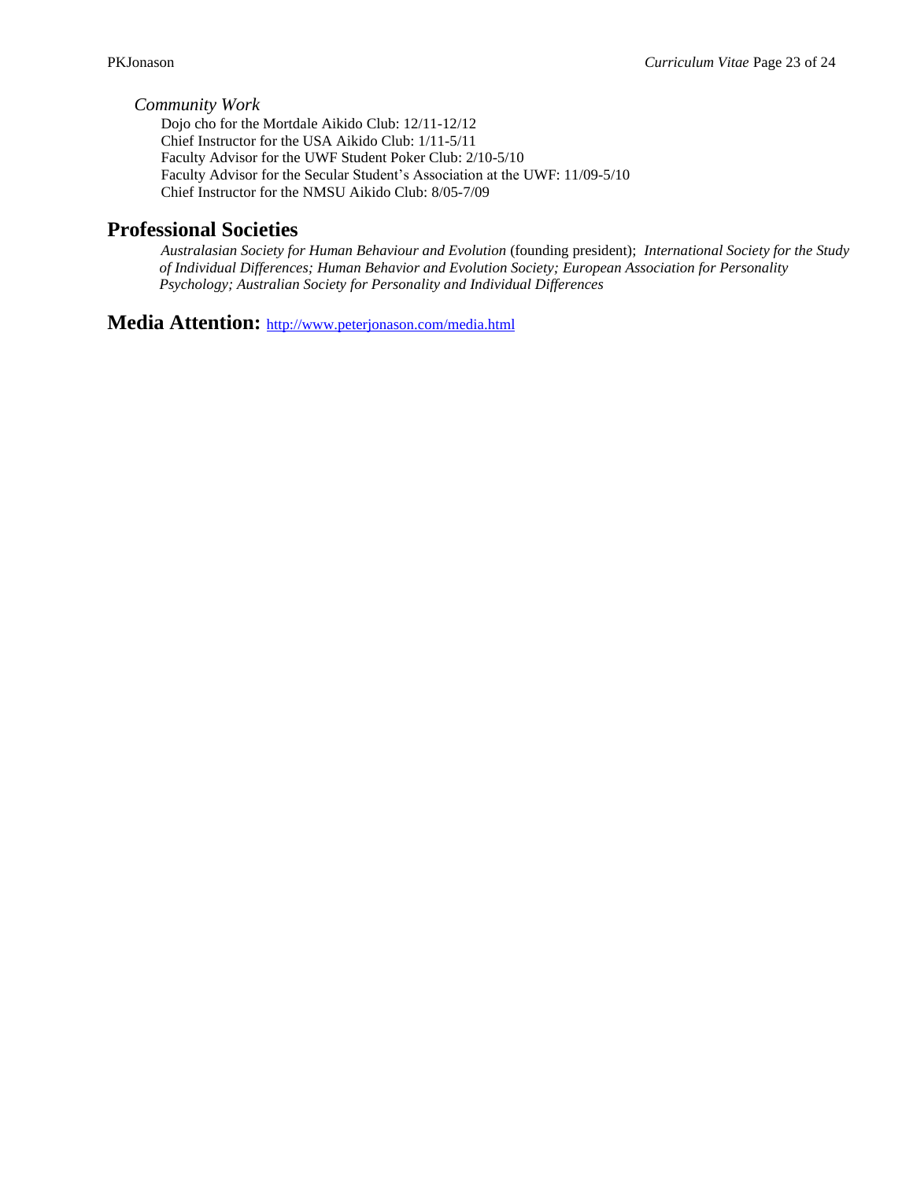### *Community Work*

Dojo cho for the Mortdale Aikido Club: 12/11-12/12
Chief Instructor for the USA Aikido Club: 1/11-5/11
Faculty Advisor for the UWF Student Poker Club: 2/10-5/10
Faculty Advisor for the Secular Student's Association at the UWF: 11/09-5/10
Chief Instructor for the NMSU Aikido Club: 8/05-7/09

## Professional Societies

*Australasian Society for Human Behaviour and Evolution* (founding president); *International Society for the Study of Individual Differences; Human Behavior and Evolution Society; European Association for Personality Psychology; Australian Society for Personality and Individual Differences*

## Media Attention: http://www.peterjonason.com/media.html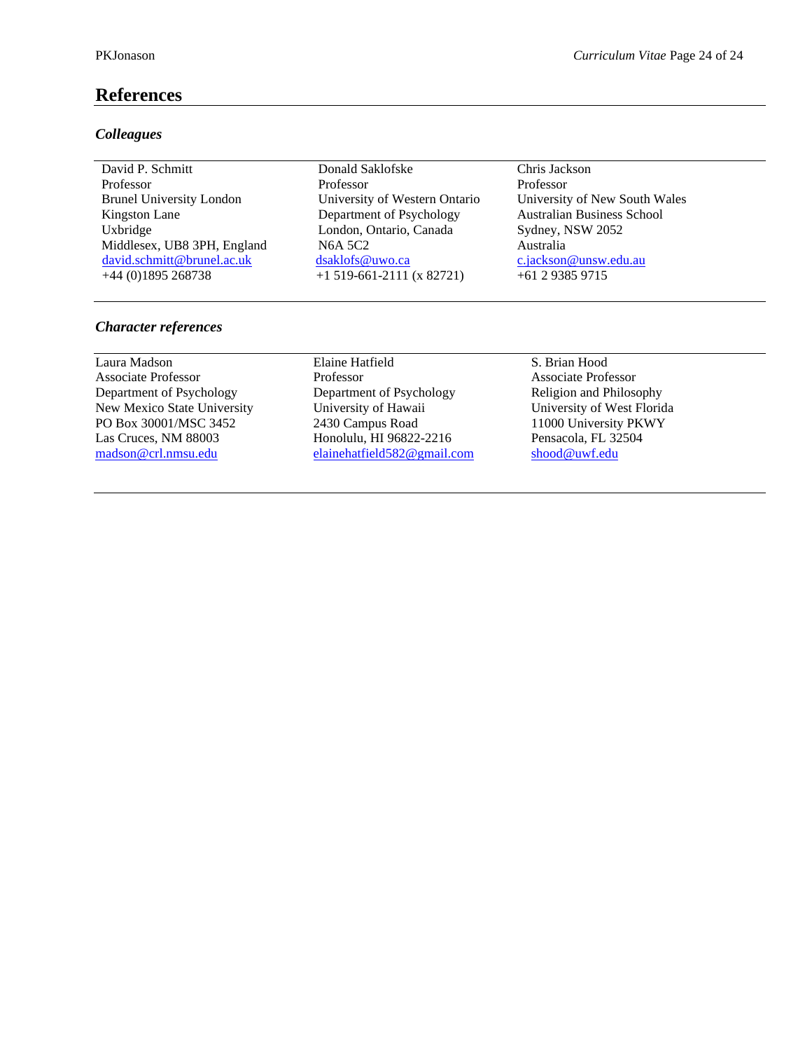## References

### *Colleagues*

| | | |
|---|---|---|
| David P. Schmitt<br>Professor<br>Brunel University London<br>Kingston Lane<br>Uxbridge<br>Middlesex, UB8 3PH, England<br>david.schmitt@brunel.ac.uk<br>+44 (0)1895 268738 | Donald Saklofske<br>Professor<br>University of Western Ontario<br>Department of Psychology<br>London, Ontario, Canada<br>N6A 5C2<br>dsaklofs@uwo.ca<br>+1 519-661-2111 (x 82721) | Chris Jackson<br>Professor<br>University of New South Wales<br>Australian Business School<br>Sydney, NSW 2052<br>Australia<br>c.jackson@unsw.edu.au<br>+61 2 9385 9715 |

### *Character references*

| | | |
|---|---|---|
| Laura Madson<br>Associate Professor<br>Department of Psychology<br>New Mexico State University<br>PO Box 30001/MSC 3452<br>Las Cruces, NM 88003<br>madson@crl.nmsu.edu | Elaine Hatfield<br>Professor<br>Department of Psychology<br>University of Hawaii<br>2430 Campus Road<br>Honolulu, HI 96822-2216<br>elainehatfield582@gmail.com | S. Brian Hood<br>Associate Professor<br>Religion and Philosophy<br>University of West Florida<br>11000 University PKWY<br>Pensacola, FL 32504<br>shood@uwf.edu |